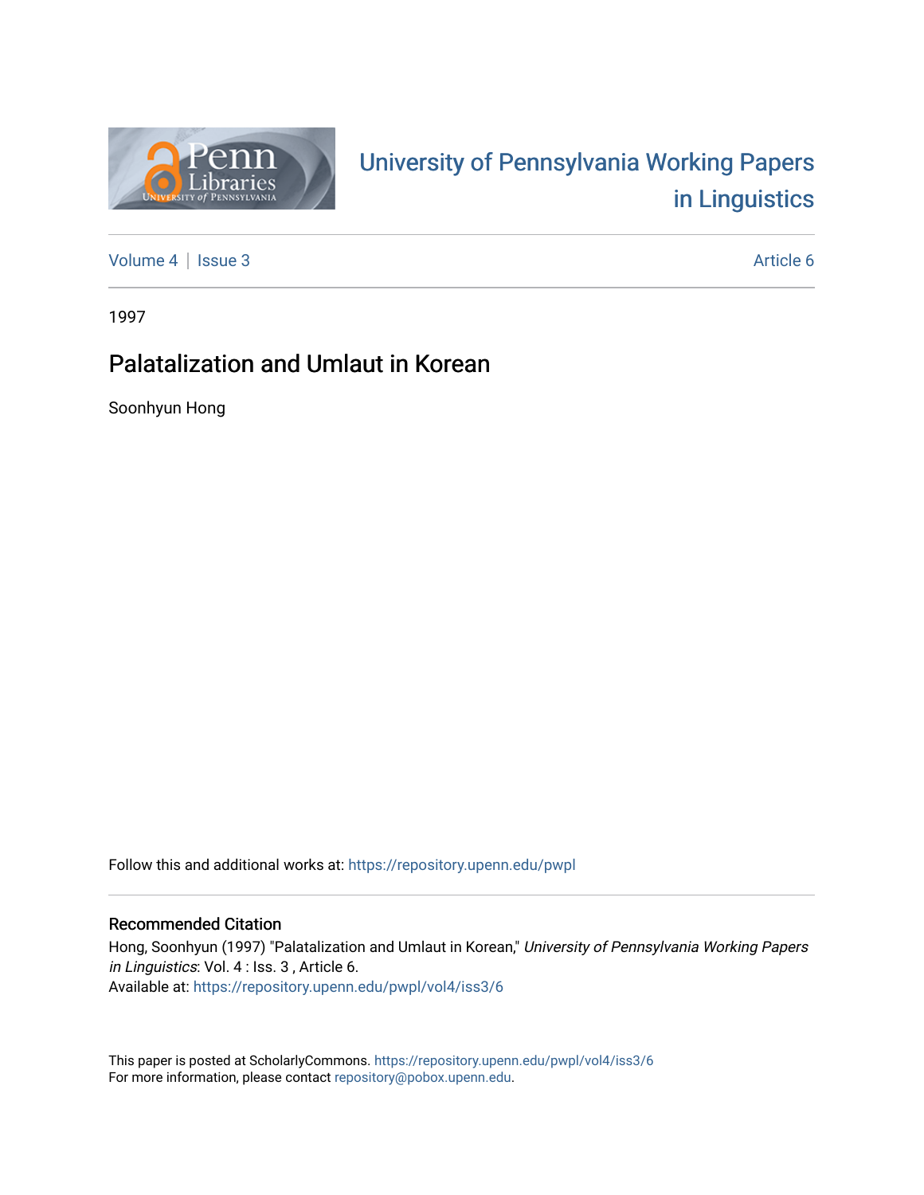# University of Pennsylvania Working Papers in Linguistics

Volume 4 | Issue 3 | Article 6

1997

## Palatalization and Umlaut in Korean

Soonhyun Hong

Follow this and additional works at: https://repository.upenn.edu/pwpl

### Recommended Citation

Hong, Soonhyun (1997) "Palatalization and Umlaut in Korean," *University of Pennsylvania Working Papers in Linguistics*: Vol. 4 : Iss. 3 , Article 6.
Available at: https://repository.upenn.edu/pwpl/vol4/iss3/6

This paper is posted at ScholarlyCommons. https://repository.upenn.edu/pwpl/vol4/iss3/6
For more information, please contact repository@pobox.upenn.edu.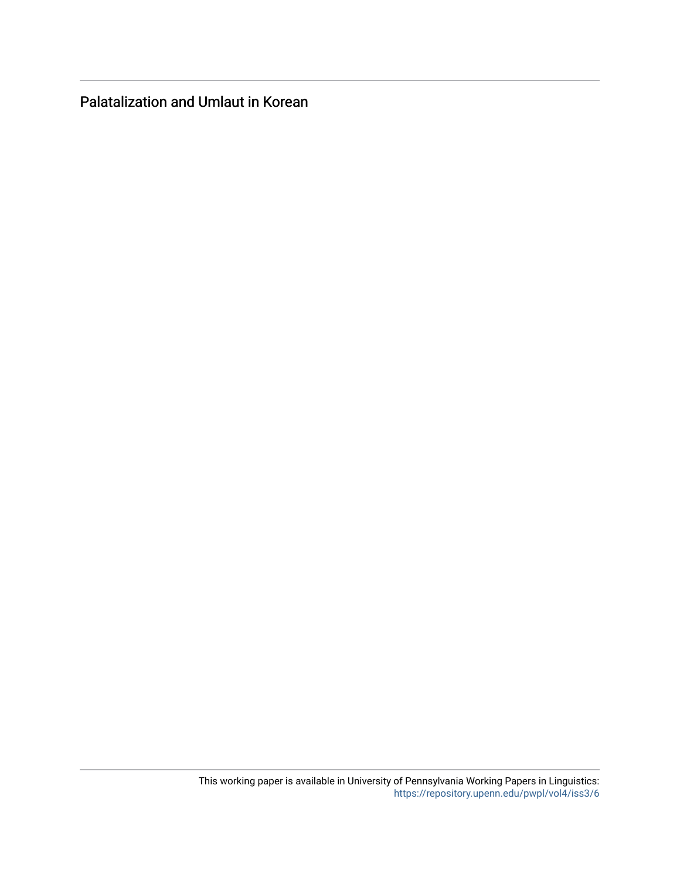Palatalization and Umlaut in Korean

This working paper is available in University of Pennsylvania Working Papers in Linguistics: https://repository.upenn.edu/pwpl/vol4/iss3/6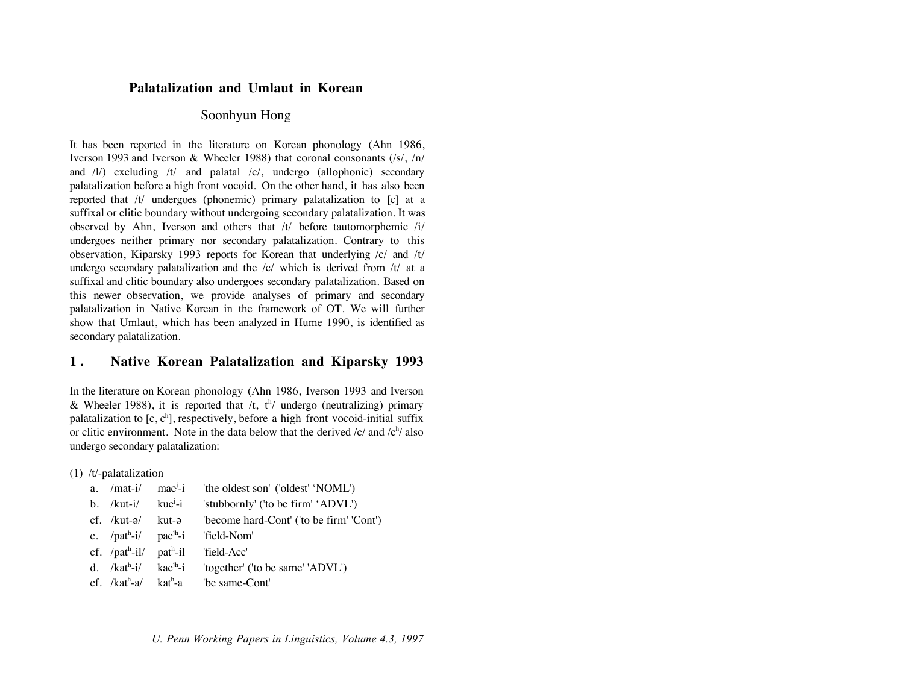# Palatalization and Umlaut in Korean

Soonhyun Hong

It has been reported in the literature on Korean phonology (Ahn 1986, Iverson 1993 and Iverson & Wheeler 1988) that coronal consonants (/s/, /n/ and /l/) excluding /t/ and palatal /c/, undergo (allophonic) secondary palatalization before a high front vocoid. On the other hand, it has also been reported that /t/ undergoes (phonemic) primary palatalization to [c] at a suffixal or clitic boundary without undergoing secondary palatalization. It was observed by Ahn, Iverson and others that /t/ before tautomorphemic /i/ undergoes neither primary nor secondary palatalization. Contrary to this observation, Kiparsky 1993 reports for Korean that underlying /c/ and /t/ undergo secondary palatalization and the /c/ which is derived from /t/ at a suffixal and clitic boundary also undergoes secondary palatalization. Based on this newer observation, we provide analyses of primary and secondary palatalization in Native Korean in the framework of OT. We will further show that Umlaut, which has been analyzed in Hume 1990, is identified as secondary palatalization.

## 1. Native Korean Palatalization and Kiparsky 1993

In the literature on Korean phonology (Ahn 1986, Iverson 1993 and Iverson & Wheeler 1988), it is reported that /t, $t^h$/ undergo (neutralizing) primary palatalization to [c, $c^h$], respectively, before a high front vocoid-initial suffix or clitic environment. Note in the data below that the derived /c/ and /$c^h$/ also undergo secondary palatalization:

(1) /t/-palatalization

| | | | |
|---|---|---|---|
| a. | /mat-i/ | $mac^j$-i | 'the oldest son' ('oldest' 'NOML') |
| b. | /kut-i/ | $kuc^j$-i | 'stubbornly' ('to be firm' 'ADVL') |
| cf. | /kut-ə/ | kut-ə | 'become hard-Cont' ('to be firm' 'Cont') |
| c. | /$pat^h$-i/ | $pac^{jh}$-i | 'field-Nom' |
| cf. | /$pat^h$-ɨl/ | $pat^h$-ɨl | 'field-Acc' |
| d. | /$kat^h$-i/ | $kac^{jh}$-i | 'together' ('to be same' 'ADVL') |
| cf. | /$kat^h$-a/ | $kat^h$-a | 'be same-Cont' |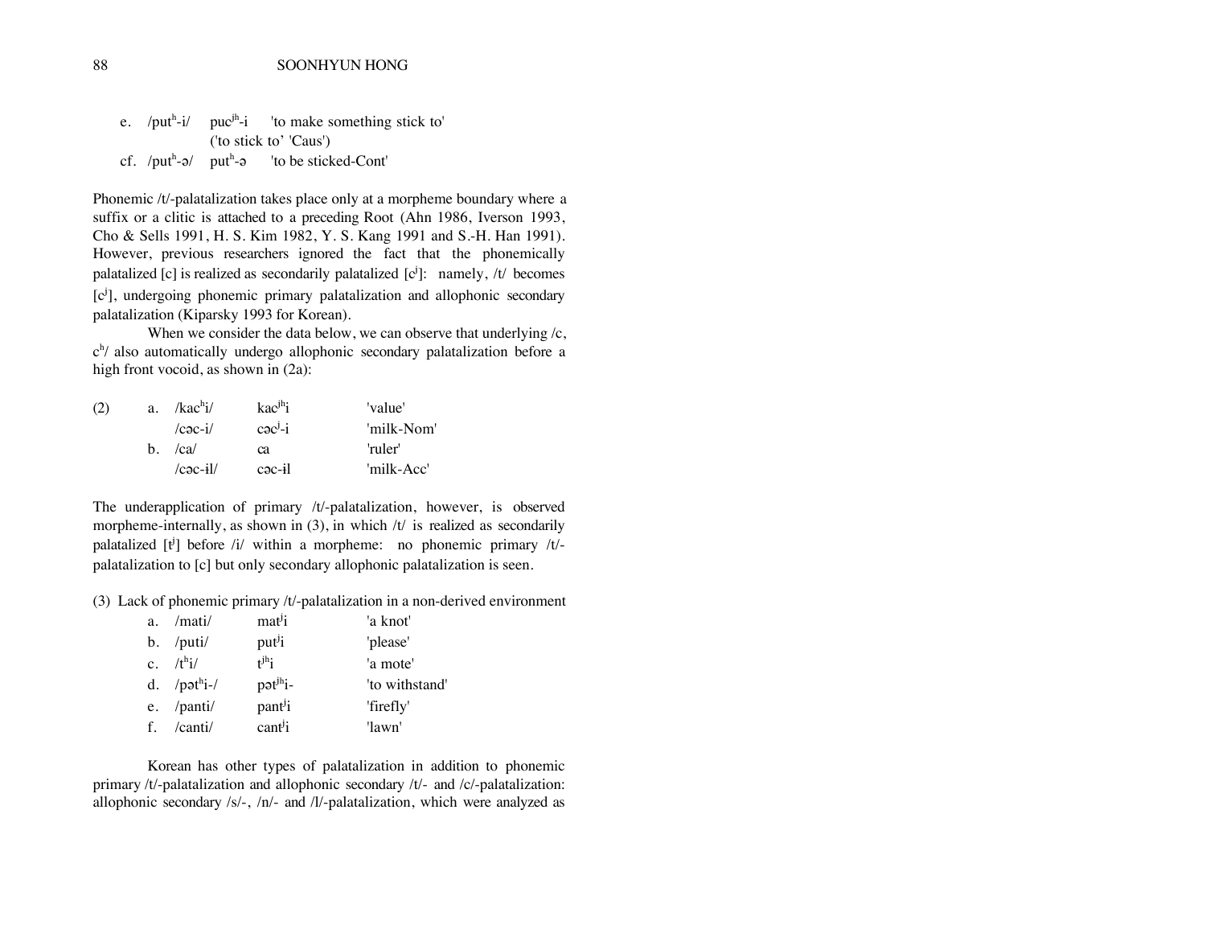e. /put$^{h}$-i/  puc$^{jh}$-i  'to make something stick to'
('to stick to' 'Caus')

cf. /put$^{h}$-ə/  put$^{h}$-ə  'to be sticked-Cont'

Phonemic /t/-palatalization takes place only at a morpheme boundary where a suffix or a clitic is attached to a preceding Root (Ahn 1986, Iverson 1993, Cho & Sells 1991, H. S. Kim 1982, Y. S. Kang 1991 and S.-H. Han 1991). However, previous researchers ignored the fact that the phonemically palatalized [c] is realized as secondarily palatalized [c$^{j}$]: namely, /t/ becomes [c$^{j}$], undergoing phonemic primary palatalization and allophonic secondary palatalization (Kiparsky 1993 for Korean).

When we consider the data below, we can observe that underlying /c, c$^{h}$/ also automatically undergo allophonic secondary palatalization before a high front vocoid, as shown in (2a):

(2)
a. /kac$^{h}$i/  kac$^{jh}$i  'value'
/cəc-i/  cəc$^{j}$-i  'milk-Nom'

b. /ca/  ca  'ruler'
/cəc-ɨl/  cəc-ɨl  'milk-Acc'

The underapplication of primary /t/-palatalization, however, is observed morpheme-internally, as shown in (3), in which /t/ is realized as secondarily palatalized [t$^{j}$] before /i/ within a morpheme: no phonemic primary /t/-palatalization to [c] but only secondary allophonic palatalization is seen.

(3) Lack of phonemic primary /t/-palatalization in a non-derived environment

a. /mati/  mat$^{j}$i  'a knot'
b. /puti/  put$^{j}$i  'please'
c. /t$^{h}$i/  t$^{jh}$i  'a mote'
d. /pət$^{h}$i-/  pət$^{jh}$i-  'to withstand'
e. /panti/  pant$^{j}$i  'firefly'
f. /canti/  cant$^{j}$i  'lawn'

Korean has other types of palatalization in addition to phonemic primary /t/-palatalization and allophonic secondary /t/- and /c/-palatalization: allophonic secondary /s/-, /n/- and /l/-palatalization, which were analyzed as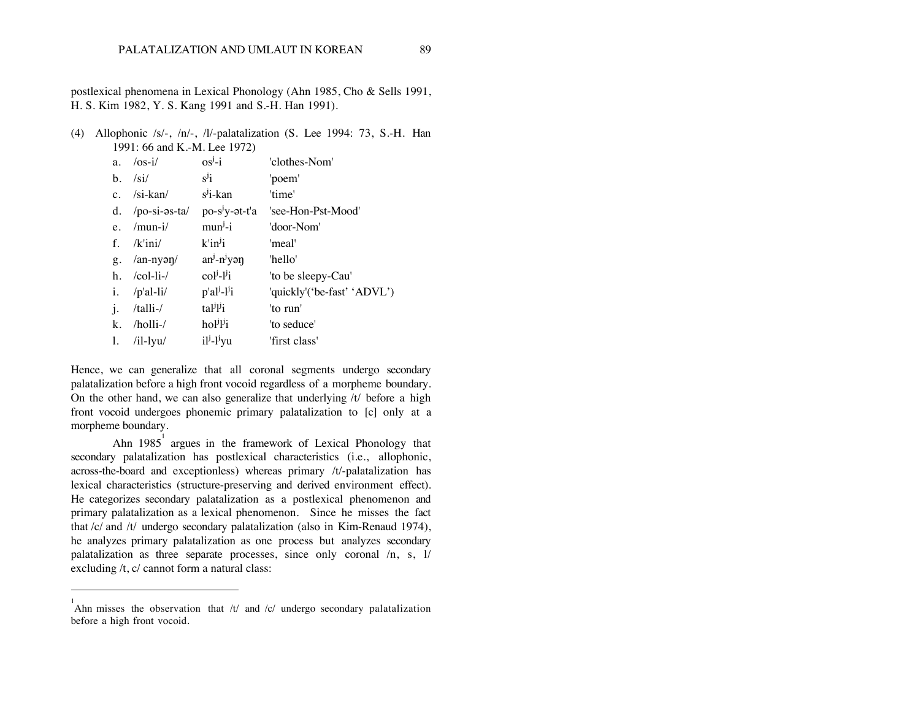postlexical phenomena in Lexical Phonology (Ahn 1985, Cho & Sells 1991, H. S. Kim 1982, Y. S. Kang 1991 and S.-H. Han 1991).

(4) Allophonic /s/-, /n/-, /l/-palatalization (S. Lee 1994: 73, S.-H. Han 1991: 66 and K.-M. Lee 1972)

| | | | |
|---|---|---|---|
| a. | /os-i/ | os$^j$-i | 'clothes-Nom' |
| b. | /si/ | s$^j$i | 'poem' |
| c. | /si-kan/ | s$^j$i-kan | 'time' |
| d. | /po-si-əs-ta/ | po-s$^j$y-ət-t'a | 'see-Hon-Pst-Mood' |
| e. | /mun-i/ | mun$^j$-i | 'door-Nom' |
| f. | /k'ini/ | k'in$^j$i | 'meal' |
| g. | /an-nyəŋ/ | an$^j$-n$^j$yəŋ | 'hello' |
| h. | /col-li-/ | col$^j$-l$^j$i | 'to be sleepy-Cau' |
| i. | /p'al-li/ | p'al$^j$-l$^j$i | 'quickly'('be-fast' 'ADVL') |
| j. | /talli-/ | tal$^j$l$^j$i | 'to run' |
| k. | /holli-/ | hol$^j$l$^j$i | 'to seduce' |
| l. | /il-lyu/ | il$^j$-l$^j$yu | 'first class' |

Hence, we can generalize that all coronal segments undergo secondary palatalization before a high front vocoid regardless of a morpheme boundary. On the other hand, we can also generalize that underlying /t/ before a high front vocoid undergoes phonemic primary palatalization to [c] only at a morpheme boundary.

Ahn 1985[1] argues in the framework of Lexical Phonology that secondary palatalization has postlexical characteristics (i.e., allophonic, across-the-board and exceptionless) whereas primary /t/-palatalization has lexical characteristics (structure-preserving and derived environment effect). He categorizes secondary palatalization as a postlexical phenomenon and primary palatalization as a lexical phenomenon. Since he misses the fact that /c/ and /t/ undergo secondary palatalization (also in Kim-Renaud 1974), he analyzes primary palatalization as one process but analyzes secondary palatalization as three separate processes, since only coronal /n, s, l/ excluding /t, c/ cannot form a natural class:

---

[1] Ahn misses the observation that /t/ and /c/ undergo secondary palatalization before a high front vocoid.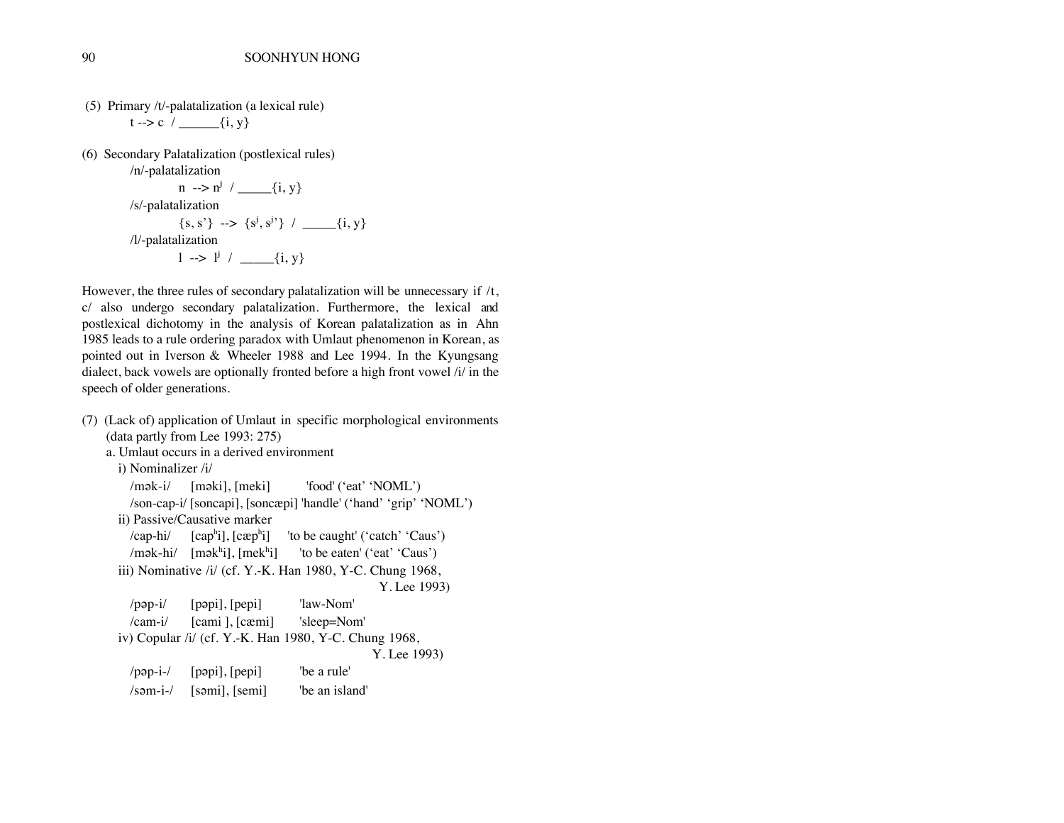(5) Primary /t/-palatalization (a lexical rule)

t --> c / ______{i, y}

(6) Secondary Palatalization (postlexical rules)

/n/-palatalization

n --> $n^j$ / _____{i, y}

/s/-palatalization

{s, s'} --> {$s^j$, $s^{j}$'} / _____{i, y}

/l/-palatalization

l --> $l^j$ / _____{i, y}

However, the three rules of secondary palatalization will be unnecessary if /t, c/ also undergo secondary palatalization. Furthermore, the lexical and postlexical dichotomy in the analysis of Korean palatalization as in Ahn 1985 leads to a rule ordering paradox with Umlaut phenomenon in Korean, as pointed out in Iverson & Wheeler 1988 and Lee 1994. In the Kyungsang dialect, back vowels are optionally fronted before a high front vowel /i/ in the speech of older generations.

(7) (Lack of) application of Umlaut in specific morphological environments (data partly from Lee 1993: 275)

a. Umlaut occurs in a derived environment

i) Nominalizer /i/

/mək-i/ [məki], [meki] 'food' ('eat' 'NOML')

/son-cap-i/ [soncapi], [soncæpi] 'handle' ('hand' 'grip' 'NOML')

ii) Passive/Causative marker

/cap-hi/ [$cap^hi$], [$cæp^hi$] 'to be caught' ('catch' 'Caus')

/mək-hi/ [$mək^hi$], [$mek^hi$] 'to be eaten' ('eat' 'Caus')

iii) Nominative /i/ (cf. Y.-K. Han 1980, Y-C. Chung 1968, Y. Lee 1993)

/pəp-i/ [pəpi], [pepi] 'law-Nom'

/cam-i/ [cami ], [cæmi] 'sleep=Nom'

iv) Copular /i/ (cf. Y.-K. Han 1980, Y-C. Chung 1968, Y. Lee 1993)

/pəp-i-/ [pəpi], [pepi] 'be a rule'

/səm-i-/ [səmi], [semi] 'be an island'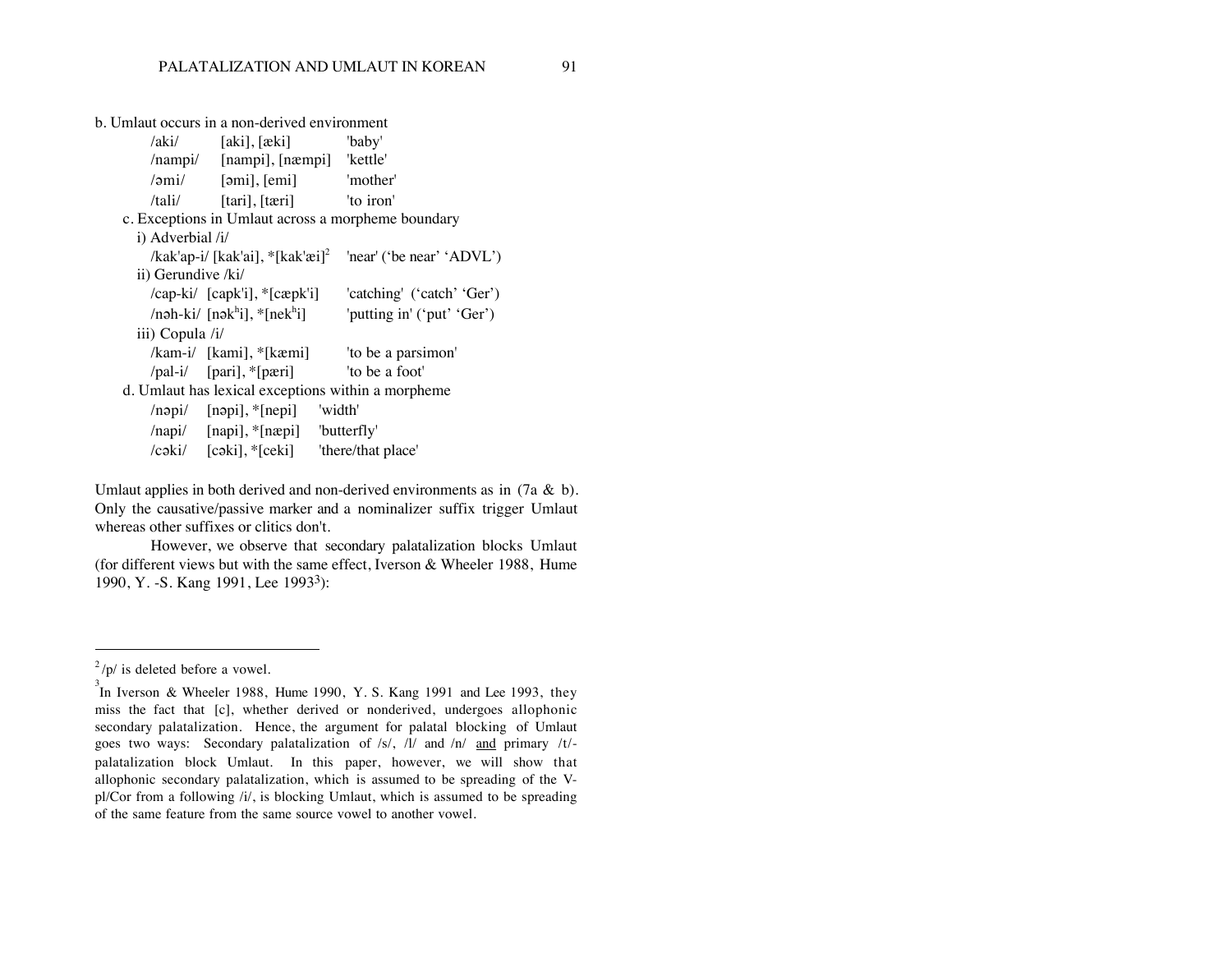b. Umlaut occurs in a non-derived environment

| | | |
|---|---|---|
| /aki/ | [aki], [æki] | 'baby' |
| /nampi/ | [nampi], [næmpi] | 'kettle' |
| /əmi/ | [əmi], [emi] | 'mother' |
| /tali/ | [tari], [tæri] | 'to iron' |

c. Exceptions in Umlaut across a morpheme boundary

i) Adverbial /i/

/kak'ap-i/ [kak'ai], *[kak'æi][2] 'near' ('be near' 'ADVL')

ii) Gerundive /ki/

/cap-ki/ [capk'i], *[cæpk'i] 'catching' ('catch' 'Ger')

/nəh-ki/ [nək$^h$i], *[nek$^h$i] 'putting in' ('put' 'Ger')

iii) Copula /i/

/kam-i/ [kami], *[kæmi] 'to be a parsimon'

/pal-i/ [pari], *[pæri] 'to be a foot'

d. Umlaut has lexical exceptions within a morpheme

| | | |
|---|---|---|
| /nəpi/ | [nəpi], *[nepi] | 'width' |
| /napi/ | [napi], *[næpi] | 'butterfly' |
| /cəki/ | [cəki], *[ceki] | 'there/that place' |

Umlaut applies in both derived and non-derived environments as in (7a & b). Only the causative/passive marker and a nominalizer suffix trigger Umlaut whereas other suffixes or clitics don't.

However, we observe that secondary palatalization blocks Umlaut (for different views but with the same effect, Iverson & Wheeler 1988, Hume 1990, Y. -S. Kang 1991, Lee 1993[3]):

---

[2] /p/ is deleted before a vowel.

[3] In Iverson & Wheeler 1988, Hume 1990, Y. S. Kang 1991 and Lee 1993, they miss the fact that [c], whether derived or nonderived, undergoes allophonic secondary palatalization. Hence, the argument for palatal blocking of Umlaut goes two ways: Secondary palatalization of /s/, /l/ and /n/ <u>and</u> primary /t/-palatalization block Umlaut. In this paper, however, we will show that allophonic secondary palatalization, which is assumed to be spreading of the V-pl/Cor from a following /i/, is blocking Umlaut, which is assumed to be spreading of the same feature from the same source vowel to another vowel.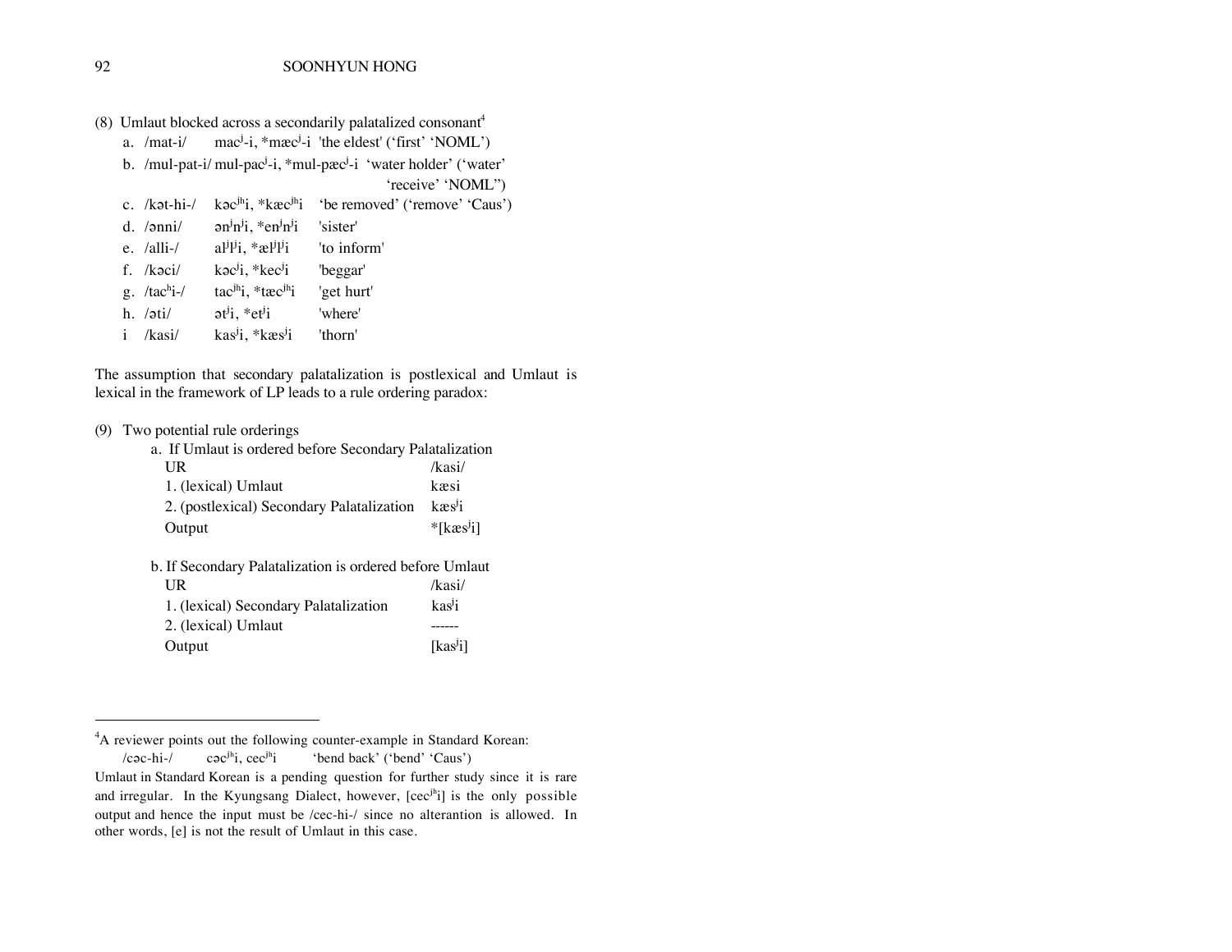(8) Umlaut blocked across a secondarily palatalized consonant[4]

a. /mat-i/ mac$^{j}$-i, *mæc$^{j}$-i 'the eldest' ('first' 'NOML')

b. /mul-pat-i/ mul-pac$^{j}$-i, *mul-pæc$^{j}$-i 'water holder' ('water' 'receive' 'NOML")

c. /kət-hi-/ kəc$^{jh}$i, *kæc$^{jh}$i 'be removed' ('remove' 'Caus')

d. /ənni/ ən$^{j}$n$^{j}$i, *en$^{j}$n$^{j}$i 'sister'

e. /alli-/ al$^{j}$l$^{j}$i, *æl$^{j}$l$^{j}$i 'to inform'

f. /kəci/ kəc$^{j}$i, *kec$^{j}$i 'beggar'

g. /tac$^{h}$i-/ tac$^{jh}$i, *tæc$^{jh}$i 'get hurt'

h. /əti/ ət$^{j}$i, *et$^{j}$i 'where'

i /kasi/ kas$^{j}$i, *kæs$^{j}$i 'thorn'

The assumption that secondary palatalization is postlexical and Umlaut is lexical in the framework of LP leads to a rule ordering paradox:

(9) Two potential rule orderings

a. If Umlaut is ordered before Secondary Palatalization

| | |
|---|---|
| UR | /kasi/ |
| 1. (lexical) Umlaut | kæsi |
| 2. (postlexical) Secondary Palatalization | kæs$^{j}$i |
| Output | *[kæs$^{j}$i] |

b. If Secondary Palatalization is ordered before Umlaut

| | |
|---|---|
| UR | /kasi/ |
| 1. (lexical) Secondary Palatalization | kas$^{j}$i |
| 2. (lexical) Umlaut | ------ |
| Output | [kas$^{j}$i] |

---

[4]A reviewer points out the following counter-example in Standard Korean:

/cəc-hi-/ cəc$^{jh}$i, cec$^{jh}$i 'bend back' ('bend' 'Caus')

Umlaut in Standard Korean is a pending question for further study since it is rare and irregular. In the Kyungsang Dialect, however, [cec$^{jh}$i] is the only possible output and hence the input must be /cec-hi-/ since no alterantion is allowed. In other words, [e] is not the result of Umlaut in this case.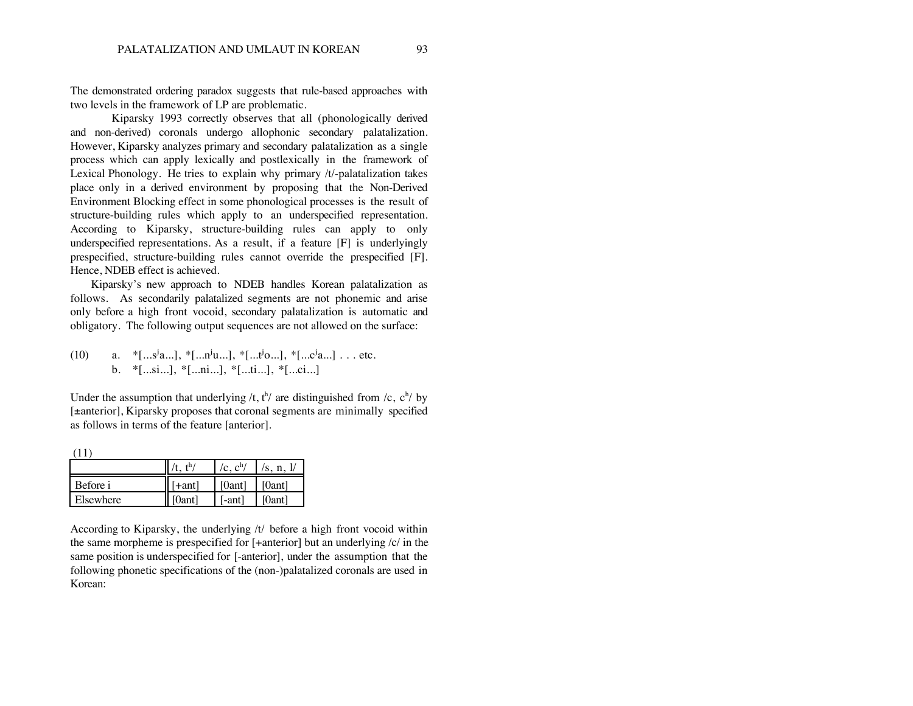The demonstrated ordering paradox suggests that rule-based approaches with two levels in the framework of LP are problematic.

Kiparsky 1993 correctly observes that all (phonologically derived and non-derived) coronals undergo allophonic secondary palatalization. However, Kiparsky analyzes primary and secondary palatalization as a single process which can apply lexically and postlexically in the framework of Lexical Phonology. He tries to explain why primary /t/-palatalization takes place only in a derived environment by proposing that the Non-Derived Environment Blocking effect in some phonological processes is the result of structure-building rules which apply to an underspecified representation. According to Kiparsky, structure-building rules can apply to only underspecified representations. As a result, if a feature [F] is underlyingly prespecified, structure-building rules cannot override the prespecified [F]. Hence, NDEB effect is achieved.

Kiparsky's new approach to NDEB handles Korean palatalization as follows. As secondarily palatalized segments are not phonemic and arise only before a high front vocoid, secondary palatalization is automatic and obligatory. The following output sequences are not allowed on the surface:

(10) a. *[...$s^j$a...], *[...$n^j$u...], *[...$t^j$o...], *[...$c^j$a...] . . . etc.
 b. *[...si...], *[...ni...], *[...ti...], *[...ci...]

Under the assumption that underlying /t, $t^h$/ are distinguished from /c, $c^h$/ by [±anterior], Kiparsky proposes that coronal segments are minimally specified as follows in terms of the feature [anterior].

(11)

| | /t, $t^h$/ | /c, $c^h$/ | /s, n, l/ |
|---|---|---|---|
| Before i | [+ant] | [0ant] | [0ant] |
| Elsewhere | [0ant] | [-ant] | [0ant] |

According to Kiparsky, the underlying /t/ before a high front vocoid within the same morpheme is prespecified for [+anterior] but an underlying /c/ in the same position is underspecified for [-anterior], under the assumption that the following phonetic specifications of the (non-)palatalized coronals are used in Korean: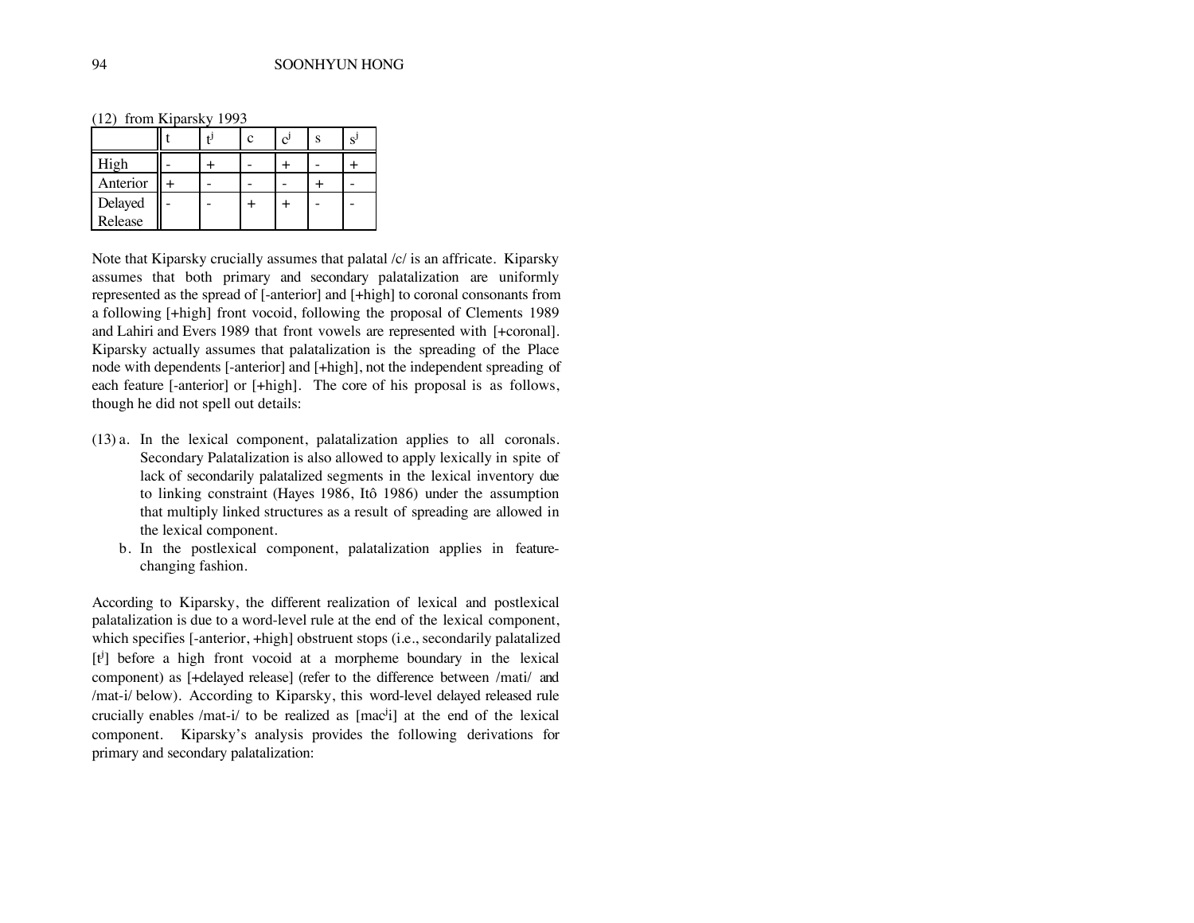(12) from Kiparsky 1993

| | t | $t^j$ | c | $c^j$ | s | $s^j$ |
|---|---|---|---|---|---|---|
| High | - | + | - | + | - | + |
| Anterior | + | - | - | - | + | - |
| Delayed Release | - | - | + | + | - | - |

Note that Kiparsky crucially assumes that palatal /c/ is an affricate. Kiparsky assumes that both primary and secondary palatalization are uniformly represented as the spread of [-anterior] and [+high] to coronal consonants from a following [+high] front vocoid, following the proposal of Clements 1989 and Lahiri and Evers 1989 that front vowels are represented with [+coronal]. Kiparsky actually assumes that palatalization is the spreading of the Place node with dependents [-anterior] and [+high], not the independent spreading of each feature [-anterior] or [+high]. The core of his proposal is as follows, though he did not spell out details:

(13) a. In the lexical component, palatalization applies to all coronals. Secondary Palatalization is also allowed to apply lexically in spite of lack of secondarily palatalized segments in the lexical inventory due to linking constraint (Hayes 1986, Itô 1986) under the assumption that multiply linked structures as a result of spreading are allowed in the lexical component.

b. In the postlexical component, palatalization applies in feature-changing fashion.

According to Kiparsky, the different realization of lexical and postlexical palatalization is due to a word-level rule at the end of the lexical component, which specifies [-anterior, +high] obstruent stops (i.e., secondarily palatalized [$t^j$] before a high front vocoid at a morpheme boundary in the lexical component) as [+delayed release] (refer to the difference between /mati/ and /mat-i/ below). According to Kiparsky, this word-level delayed released rule crucially enables /mat-i/ to be realized as [$mac^ji$] at the end of the lexical component. Kiparsky's analysis provides the following derivations for primary and secondary palatalization: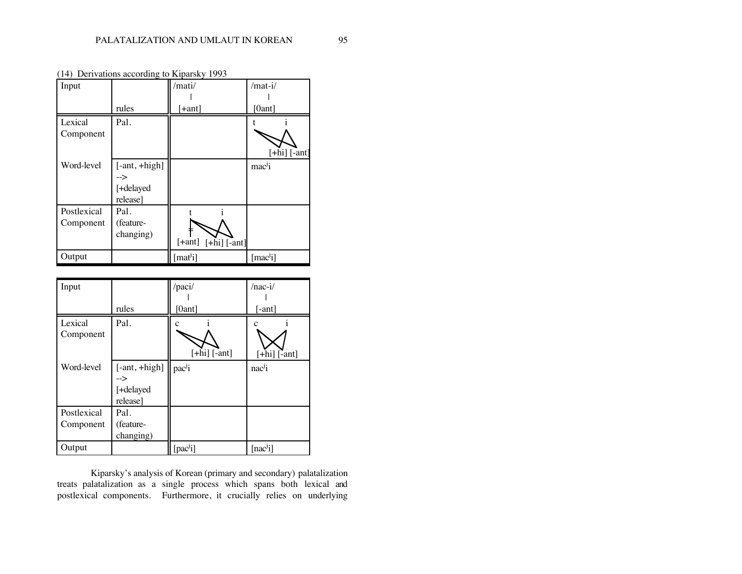(14) Derivations according to Kiparsky 1993

| Input | rules | /mati/ <br> \| <br> [+ant] | /mat-i/ <br> \| <br> [0ant] |
|---|---|---|---|
| Lexical Component | Pal. | | t i <br> [+hi] [-ant] |
| Word-level | [-ant, +high] --> [+delayed release] | | mac$^j$i |
| Postlexical Component | Pal. (feature-changing) | t i <br> ǂ <br> [+ant] [+hi] [-ant] | |
| Output | | [mat$^j$i] | [mac$^j$i] |

| Input | rules | /paci/ <br> \| <br> [0ant] | /nac-i/ <br> \| <br> [-ant] |
|---|---|---|---|
| Lexical Component | Pal. | c i <br> [+hi] [-ant] | c i <br> [+hi] [-ant] |
| Word-level | [-ant, +high] --> [+delayed release] | pac$^j$i | nac$^j$i |
| Postlexical Component | Pal. (feature-changing) | | |
| Output | | [pac$^j$i] | [nac$^j$i] |

Kiparsky's analysis of Korean (primary and secondary) palatalization treats palatalization as a single process which spans both lexical and postlexical components. Furthermore, it crucially relies on underlying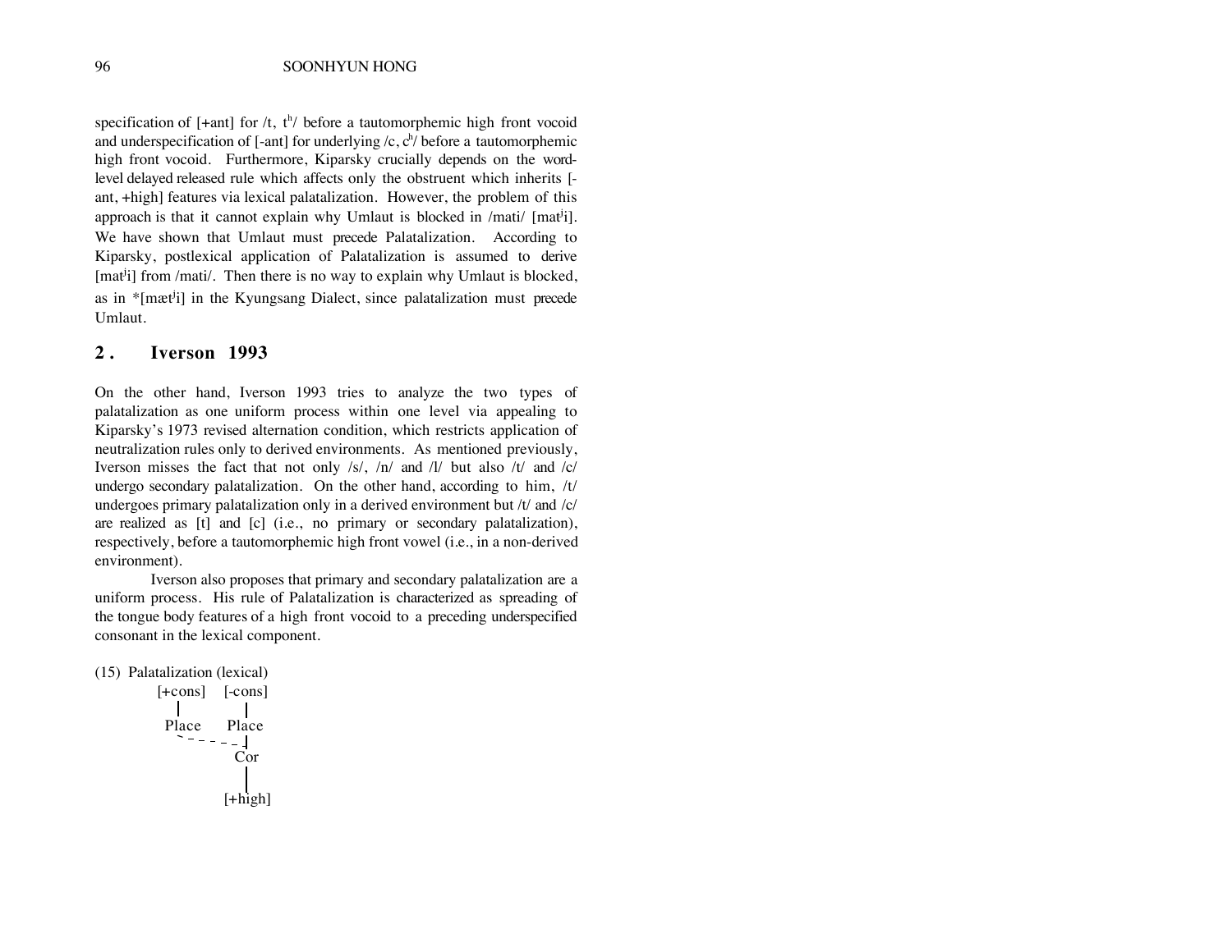specification of [+ant] for /t, tʰ/ before a tautomorphemic high front vocoid and underspecification of [-ant] for underlying /c, cʰ/ before a tautomorphemic high front vocoid. Furthermore, Kiparsky crucially depends on the word-level delayed released rule which affects only the obstruent which inherits [-ant, +high] features via lexical palatalization. However, the problem of this approach is that it cannot explain why Umlaut is blocked in /mati/ [matʲi]. We have shown that Umlaut must precede Palatalization. According to Kiparsky, postlexical application of Palatalization is assumed to derive [matʲi] from /mati/. Then there is no way to explain why Umlaut is blocked, as in *[mætʲi] in the Kyungsang Dialect, since palatalization must precede Umlaut.

## 2. Iverson 1993

On the other hand, Iverson 1993 tries to analyze the two types of palatalization as one uniform process within one level via appealing to Kiparsky's 1973 revised alternation condition, which restricts application of neutralization rules only to derived environments. As mentioned previously, Iverson misses the fact that not only /s/, /n/ and /l/ but also /t/ and /c/ undergo secondary palatalization. On the other hand, according to him, /t/ undergoes primary palatalization only in a derived environment but /t/ and /c/ are realized as [t] and [c] (i.e., no primary or secondary palatalization), respectively, before a tautomorphemic high front vowel (i.e., in a non-derived environment).

Iverson also proposes that primary and secondary palatalization are a uniform process. His rule of Palatalization is characterized as spreading of the tongue body features of a high front vocoid to a preceding underspecified consonant in the lexical component.

(15) Palatalization (lexical)

```
[+cons]   [-cons]
   |         |
 Place     Place
    ` - - - - -|
              Cor
               |
            [+high]
```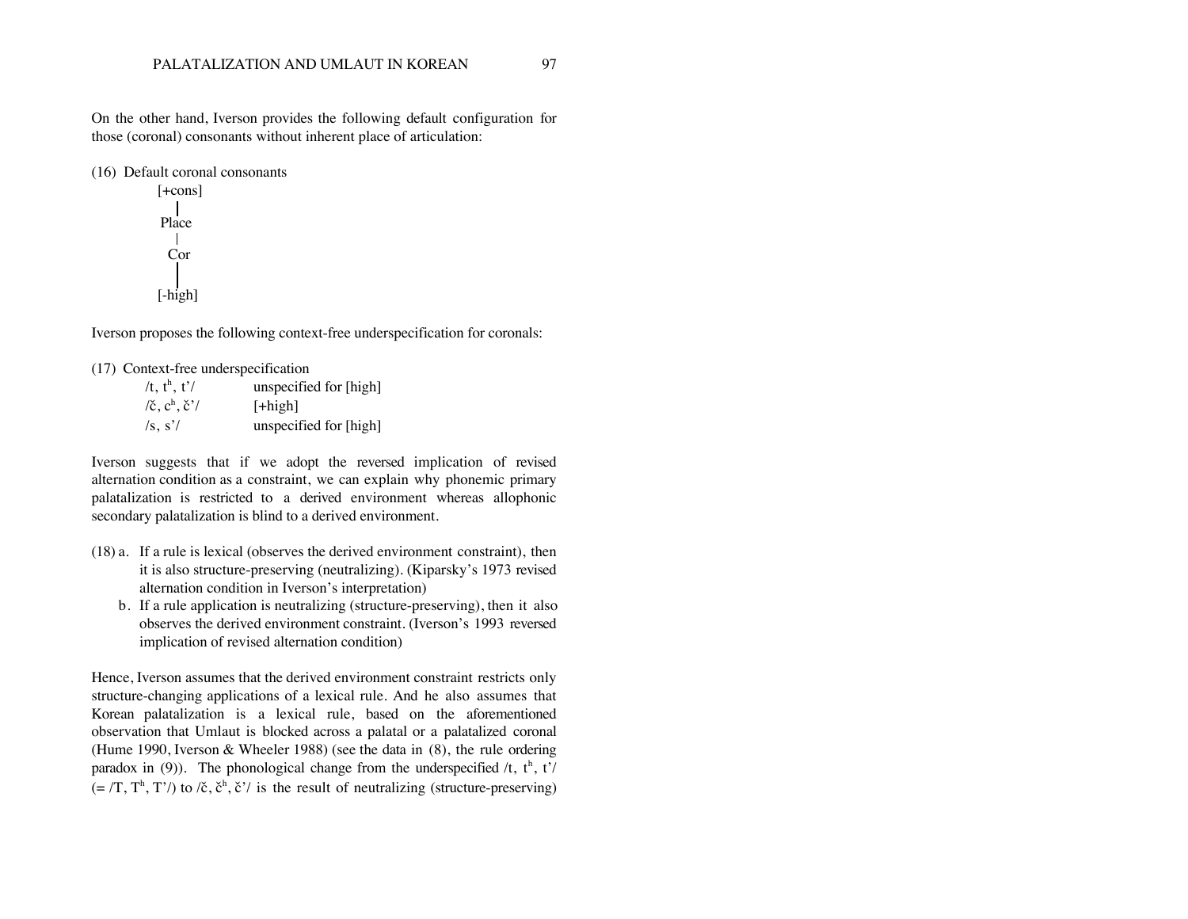On the other hand, Iverson provides the following default configuration for those (coronal) consonants without inherent place of articulation:

(16) Default coronal consonants

```
[+cons]
   |
 Place
   |
  Cor
   |
[-high]
```

Iverson proposes the following context-free underspecification for coronals:

(17) Context-free underspecification

| | |
|---|---|
| /t, tʰ, t'/ | unspecified for [high] |
| /č, cʰ, č'/ | [+high] |
| /s, s'/ | unspecified for [high] |

Iverson suggests that if we adopt the reversed implication of revised alternation condition as a constraint, we can explain why phonemic primary palatalization is restricted to a derived environment whereas allophonic secondary palatalization is blind to a derived environment.

(18) a. If a rule is lexical (observes the derived environment constraint), then it is also structure-preserving (neutralizing). (Kiparsky's 1973 revised alternation condition in Iverson's interpretation)

b. If a rule application is neutralizing (structure-preserving), then it also observes the derived environment constraint. (Iverson's 1993 reversed implication of revised alternation condition)

Hence, Iverson assumes that the derived environment constraint restricts only structure-changing applications of a lexical rule. And he also assumes that Korean palatalization is a lexical rule, based on the aforementioned observation that Umlaut is blocked across a palatal or a palatalized coronal (Hume 1990, Iverson & Wheeler 1988) (see the data in (8), the rule ordering paradox in (9)). The phonological change from the underspecified /t, tʰ, t'/ (= /T, Tʰ, T'/) to /č, čʰ, č'/ is the result of neutralizing (structure-preserving)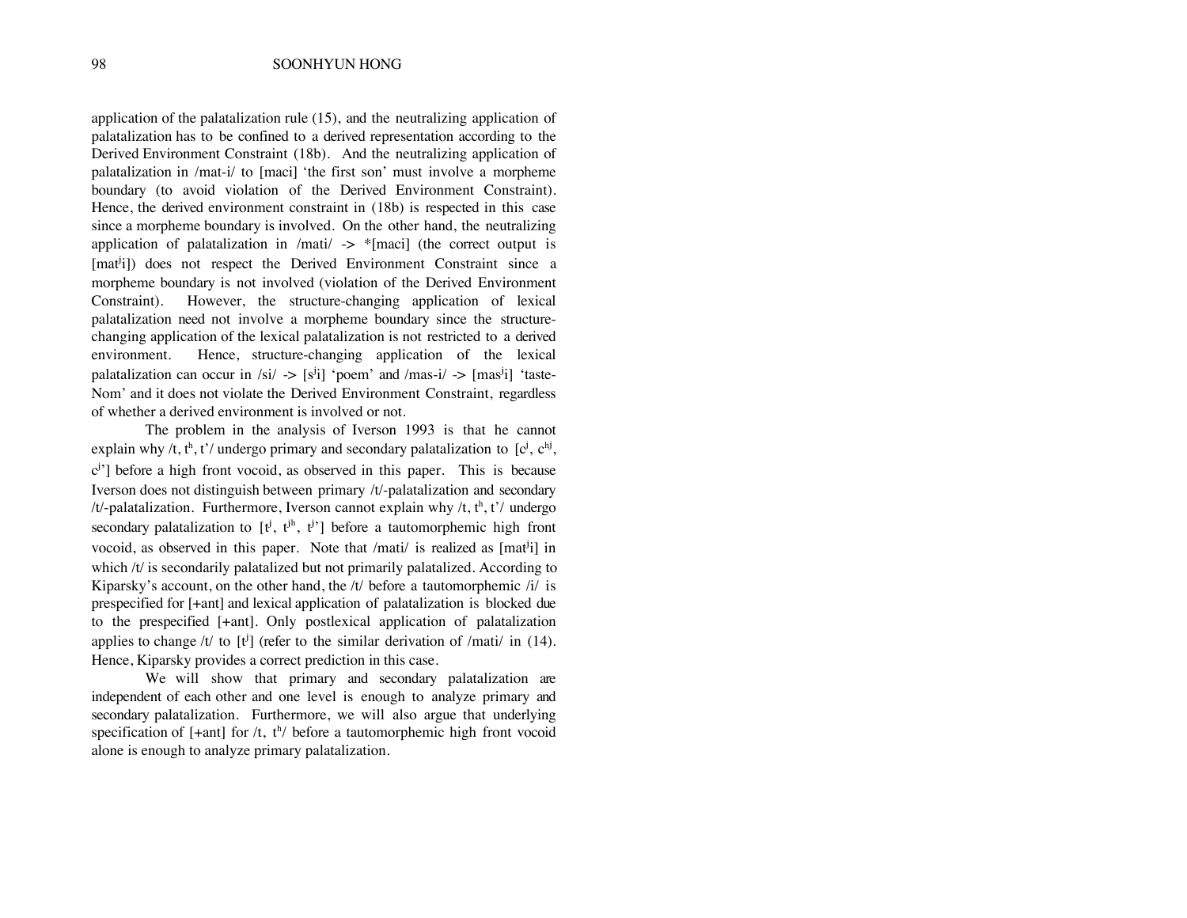application of the palatalization rule (15), and the neutralizing application of palatalization has to be confined to a derived representation according to the Derived Environment Constraint (18b). And the neutralizing application of palatalization in /mat-i/ to [maci] 'the first son' must involve a morpheme boundary (to avoid violation of the Derived Environment Constraint). Hence, the derived environment constraint in (18b) is respected in this case since a morpheme boundary is involved. On the other hand, the neutralizing application of palatalization in /mati/ -> *[maci] (the correct output is [mat$^j$i]) does not respect the Derived Environment Constraint since a morpheme boundary is not involved (violation of the Derived Environment Constraint). However, the structure-changing application of lexical palatalization need not involve a morpheme boundary since the structure-changing application of the lexical palatalization is not restricted to a derived environment. Hence, structure-changing application of the lexical palatalization can occur in /si/ -> [s$^j$i] 'poem' and /mas-i/ -> [mas$^j$i] 'taste-Nom' and it does not violate the Derived Environment Constraint, regardless of whether a derived environment is involved or not.

The problem in the analysis of Iverson 1993 is that he cannot explain why /t, t$^h$, t'/ undergo primary and secondary palatalization to [c$^j$, c$^{hj}$, c$^j$'] before a high front vocoid, as observed in this paper. This is because Iverson does not distinguish between primary /t/-palatalization and secondary /t/-palatalization. Furthermore, Iverson cannot explain why /t, t$^h$, t'/ undergo secondary palatalization to [t$^j$, t$^{jh}$, t$^j$'] before a tautomorphemic high front vocoid, as observed in this paper. Note that /mati/ is realized as [mat$^j$i] in which /t/ is secondarily palatalized but not primarily palatalized. According to Kiparsky's account, on the other hand, the /t/ before a tautomorphemic /i/ is prespecified for [+ant] and lexical application of palatalization is blocked due to the prespecified [+ant]. Only postlexical application of palatalization applies to change /t/ to [t$^j$] (refer to the similar derivation of /mati/ in (14). Hence, Kiparsky provides a correct prediction in this case.

We will show that primary and secondary palatalization are independent of each other and one level is enough to analyze primary and secondary palatalization. Furthermore, we will also argue that underlying specification of [+ant] for /t, t$^h$/ before a tautomorphemic high front vocoid alone is enough to analyze primary palatalization.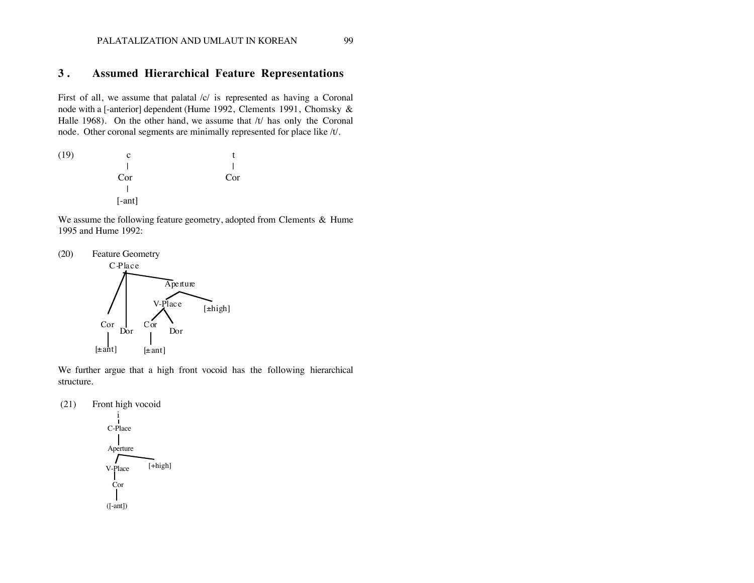## 3. Assumed Hierarchical Feature Representations

First of all, we assume that palatal /c/ is represented as having a Coronal node with a [-anterior] dependent (Hume 1992, Clements 1991, Chomsky & Halle 1968). On the other hand, we assume that /t/ has only the Coronal node. Other coronal segments are minimally represented for place like /t/.

```
(19)        c                     t
            |                     |
           Cor                   Cor
            |
          [-ant]
```

We assume the following feature geometry, adopted from Clements & Hume 1995 and Hume 1992:

```
(20)   Feature Geometry
          C-Place
         /   |    \
        /    |     Aperture
       /     |     /       \
      /      |  V-Place    [±high]
     /       |   /    \
   Cor      Dor Cor    Dor
    |            |
  [±ant]       [±ant]
```

We further argue that a high front vocoid has the following hierarchical structure.

```
(21)   Front high vocoid
          i
          |
       C-Place
          |
       Aperture
        /     \
    V-Place   [+high]
       |
      Cor
       |
    ([-ant])
```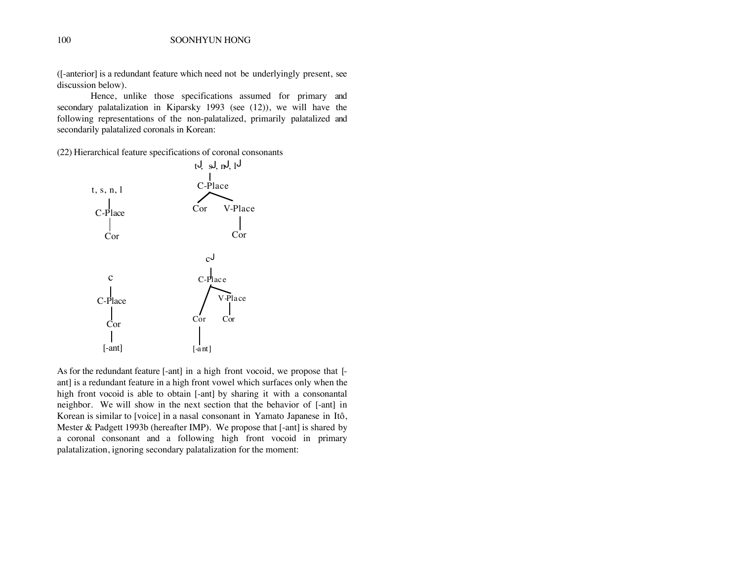([-anterior] is a redundant feature which need not be underlyingly present, see discussion below).

Hence, unlike those specifications assumed for primary and secondary palatalization in Kiparsky 1993 (see (12)), we will have the following representations of the non-palatalized, primarily palatalized and secondarily palatalized coronals in Korean:

(22) Hierarchical feature specifications of coronal consonants

```
t, s, n, l          tʲ, sʲ, nʲ, lʲ
    |                    |
 C-Place              C-Place
    |                  /     \
   Cor              Cor     V-Place
                               |
                              Cor

    c                    cʲ
    |                    |
 C-Place              C-Place
    |                  /     \
   Cor              Cor     V-Place
    |                |         |
  [-ant]          [-ant]      Cor
```

As for the redundant feature [-ant] in a high front vocoid, we propose that [-ant] is a redundant feature in a high front vowel which surfaces only when the high front vocoid is able to obtain [-ant] by sharing it with a consonantal neighbor. We will show in the next section that the behavior of [-ant] in Korean is similar to [voice] in a nasal consonant in Yamato Japanese in Itô, Mester & Padgett 1993b (hereafter IMP). We propose that [-ant] is shared by a coronal consonant and a following high front vocoid in primary palatalization, ignoring secondary palatalization for the moment: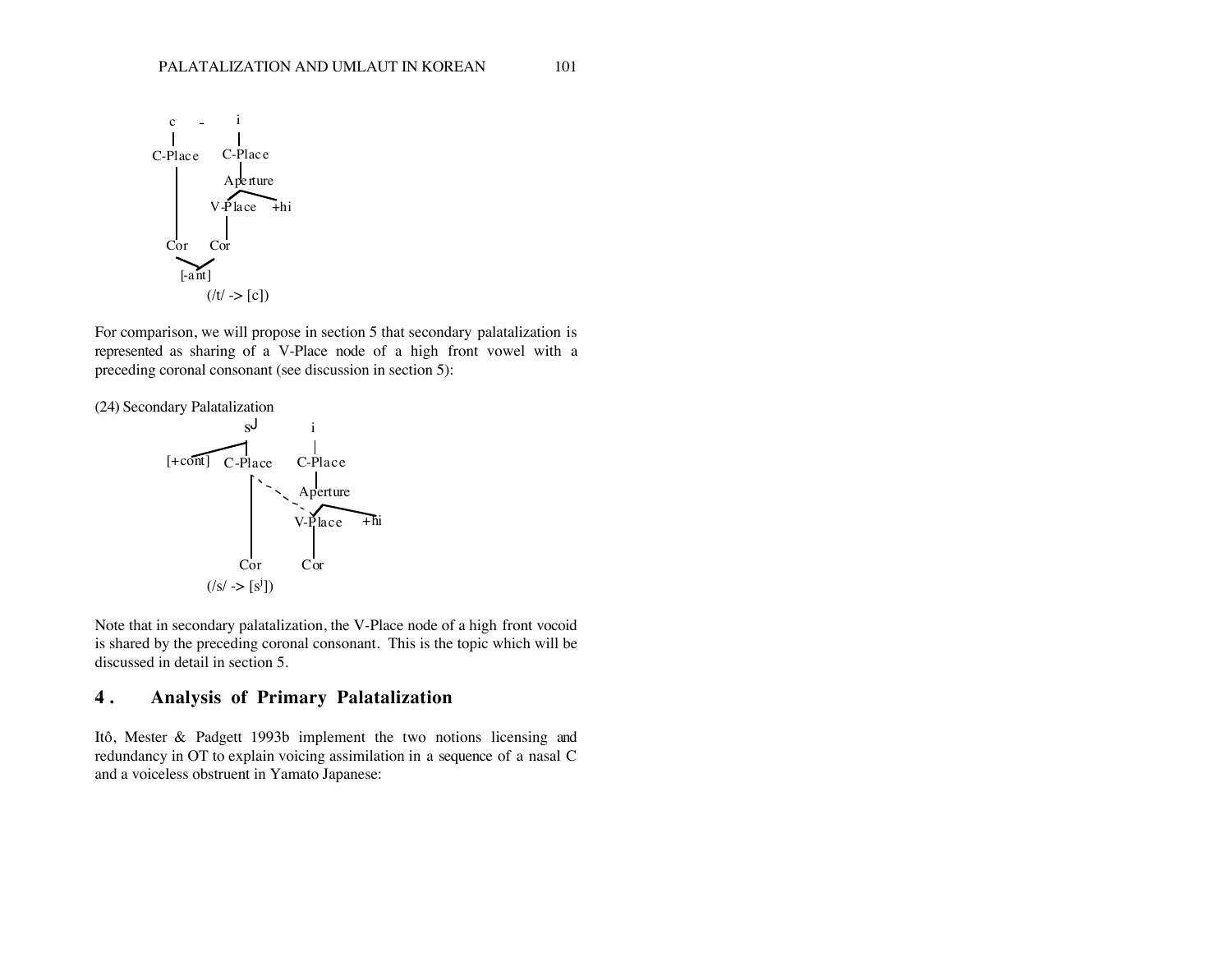```
c     -      i
|            |
C-Place     C-Place
|            |
|          Aperture
|          /      \
|       V-Place   +hi
|          |
Cor       Cor
   \     /
    [-ant]
     (/t/ -> [c])
```

For comparison, we will propose in section 5 that secondary palatalization is represented as sharing of a V-Place node of a high front vowel with a preceding coronal consonant (see discussion in section 5):

(24) Secondary Palatalization

```
                  sʲ           i
                 /             |
[+cont] ----- C-Place       C-Place
                 |  .          |
                 |    .     Aperture
                 |      .   /      \
                 |       V-Place    +hi
                 |          |
                Cor        Cor
          (/s/ -> [sʲ])
```

Note that in secondary palatalization, the V-Place node of a high front vocoid is shared by the preceding coronal consonant. This is the topic which will be discussed in detail in section 5.

## 4. Analysis of Primary Palatalization

Itô, Mester & Padgett 1993b implement the two notions licensing and redundancy in OT to explain voicing assimilation in a sequence of a nasal C and a voiceless obstruent in Yamato Japanese: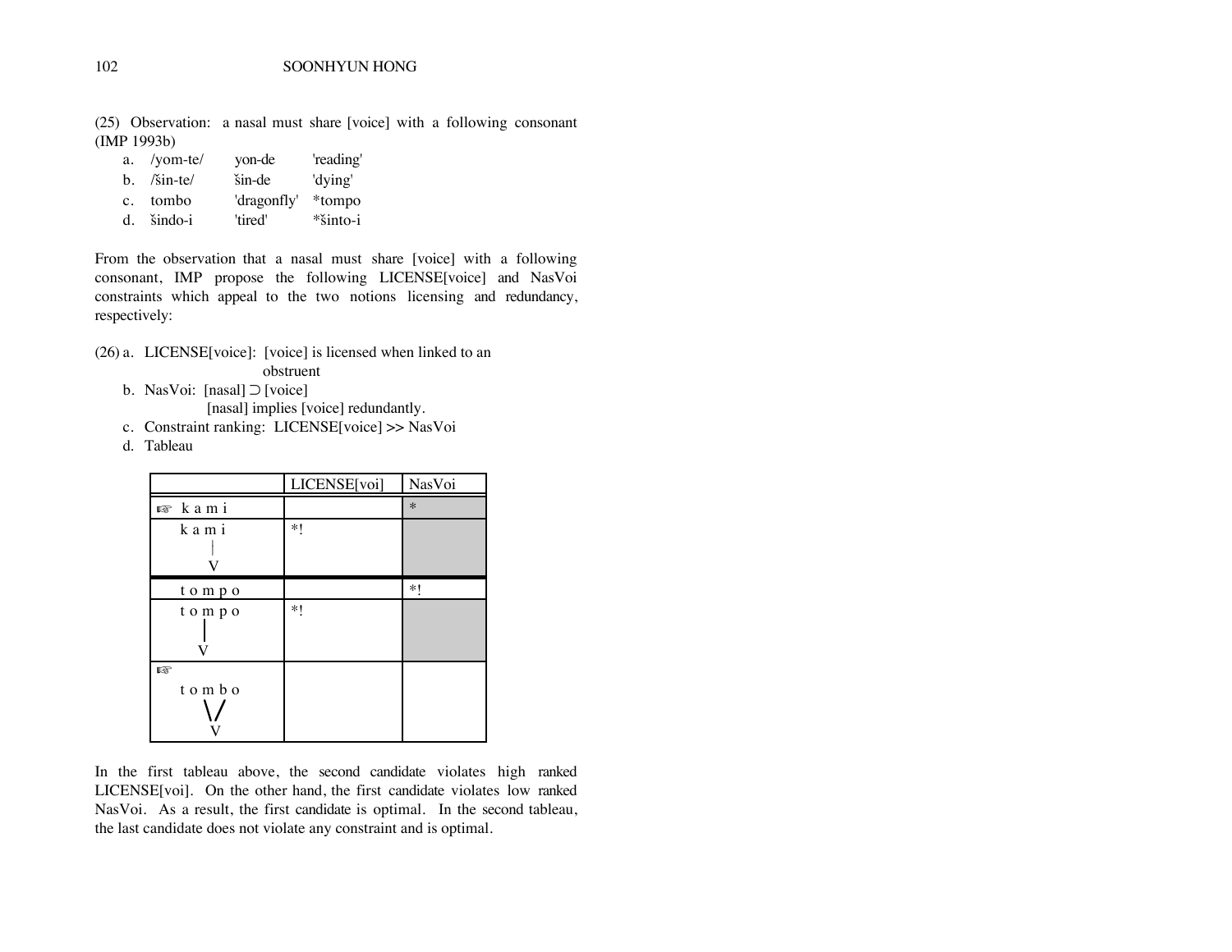(25) Observation: a nasal must share [voice] with a following consonant (IMP 1993b)

a. /yom-te/ yon-de 'reading'
b. /šin-te/ šin-de 'dying'
c. tombo 'dragonfly' *tompo
d. šindo-i 'tired' *šinto-i

From the observation that a nasal must share [voice] with a following consonant, IMP propose the following LICENSE[voice] and NasVoi constraints which appeal to the two notions licensing and redundancy, respectively:

(26) a. LICENSE[voice]: [voice] is licensed when linked to an obstruent

b. NasVoi: [nasal] ⊃ [voice]
   [nasal] implies [voice] redundantly.

c. Constraint ranking: LICENSE[voice] >> NasVoi

d. Tableau

| | LICENSE[voi] | NasVoi |
|---|---|---|
| ☞ k a m i | | * |
| k a m i (m linked to V) | *! | |
| t o m p o | | *! |
| t o m p o (m linked to V) | *! | |
| ☞ t o m b o (m and b linked to V) | | |

In the first tableau above, the second candidate violates high ranked LICENSE[voi]. On the other hand, the first candidate violates low ranked NasVoi. As a result, the first candidate is optimal. In the second tableau, the last candidate does not violate any constraint and is optimal.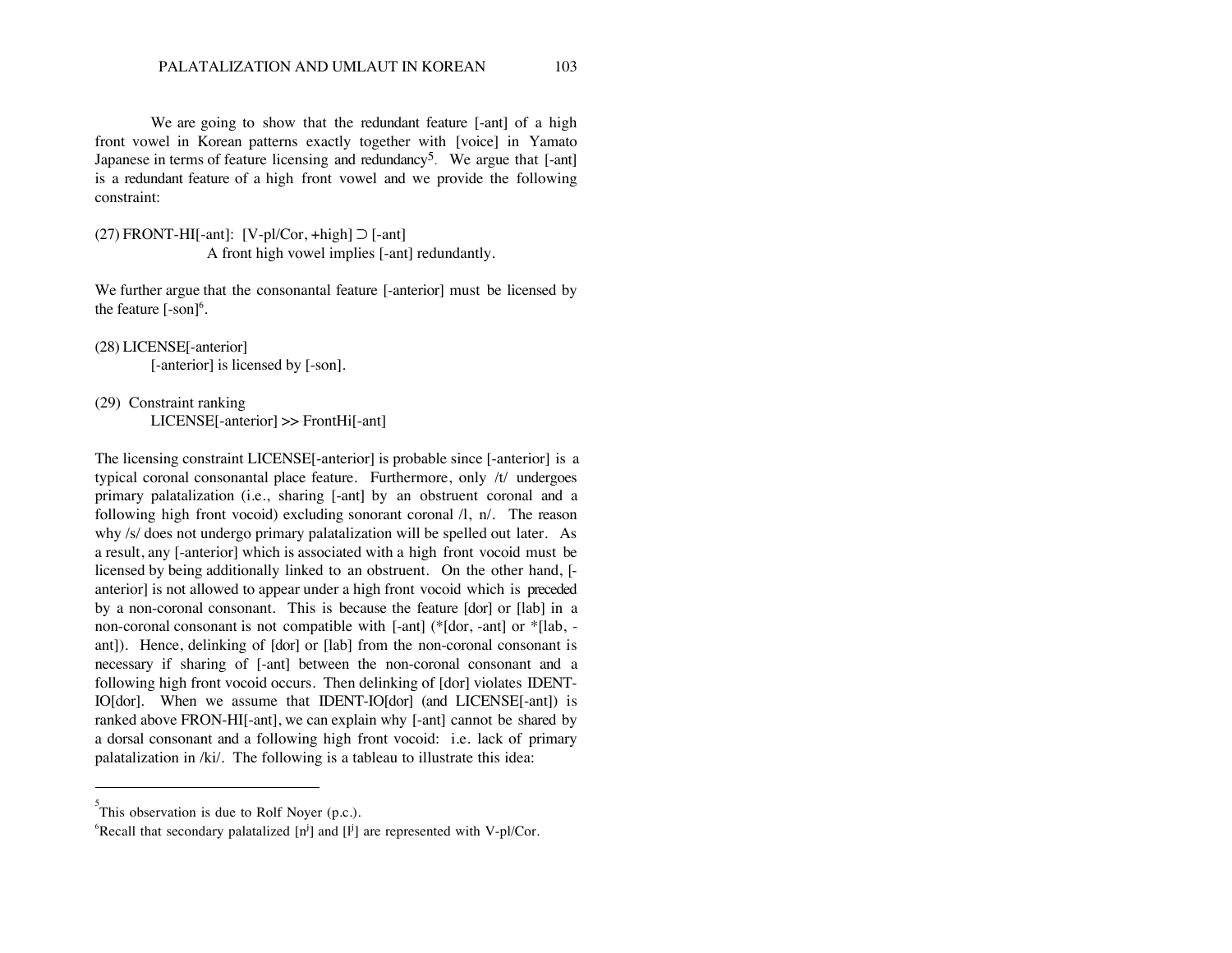We are going to show that the redundant feature [-ant] of a high front vowel in Korean patterns exactly together with [voice] in Yamato Japanese in terms of feature licensing and redundancy[5]. We argue that [-ant] is a redundant feature of a high front vowel and we provide the following constraint:

(27) FRONT-HI[-ant]: [V-pl/Cor, +high] ⊃ [-ant]
A front high vowel implies [-ant] redundantly.

We further argue that the consonantal feature [-anterior] must be licensed by the feature [-son][6].

(28) LICENSE[-anterior]
[-anterior] is licensed by [-son].

(29) Constraint ranking
LICENSE[-anterior] >> FrontHi[-ant]

The licensing constraint LICENSE[-anterior] is probable since [-anterior] is a typical coronal consonantal place feature. Furthermore, only /t/ undergoes primary palatalization (i.e., sharing [-ant] by an obstruent coronal and a following high front vocoid) excluding sonorant coronal /l, n/. The reason why /s/ does not undergo primary palatalization will be spelled out later. As a result, any [-anterior] which is associated with a high front vocoid must be licensed by being additionally linked to an obstruent. On the other hand, [-anterior] is not allowed to appear under a high front vocoid which is preceded by a non-coronal consonant. This is because the feature [dor] or [lab] in a non-coronal consonant is not compatible with [-ant] (*[dor, -ant] or *[lab, -ant]). Hence, delinking of [dor] or [lab] from the non-coronal consonant is necessary if sharing of [-ant] between the non-coronal consonant and a following high front vocoid occurs. Then delinking of [dor] violates IDENT-IO[dor]. When we assume that IDENT-IO[dor] (and LICENSE[-ant]) is ranked above FRON-HI[-ant], we can explain why [-ant] cannot be shared by a dorsal consonant and a following high front vocoid: i.e. lack of primary palatalization in /ki/. The following is a tableau to illustrate this idea:

---

[5] This observation is due to Rolf Noyer (p.c.).

[6] Recall that secondary palatalized [$n^j$] and [$l^j$] are represented with V-pl/Cor.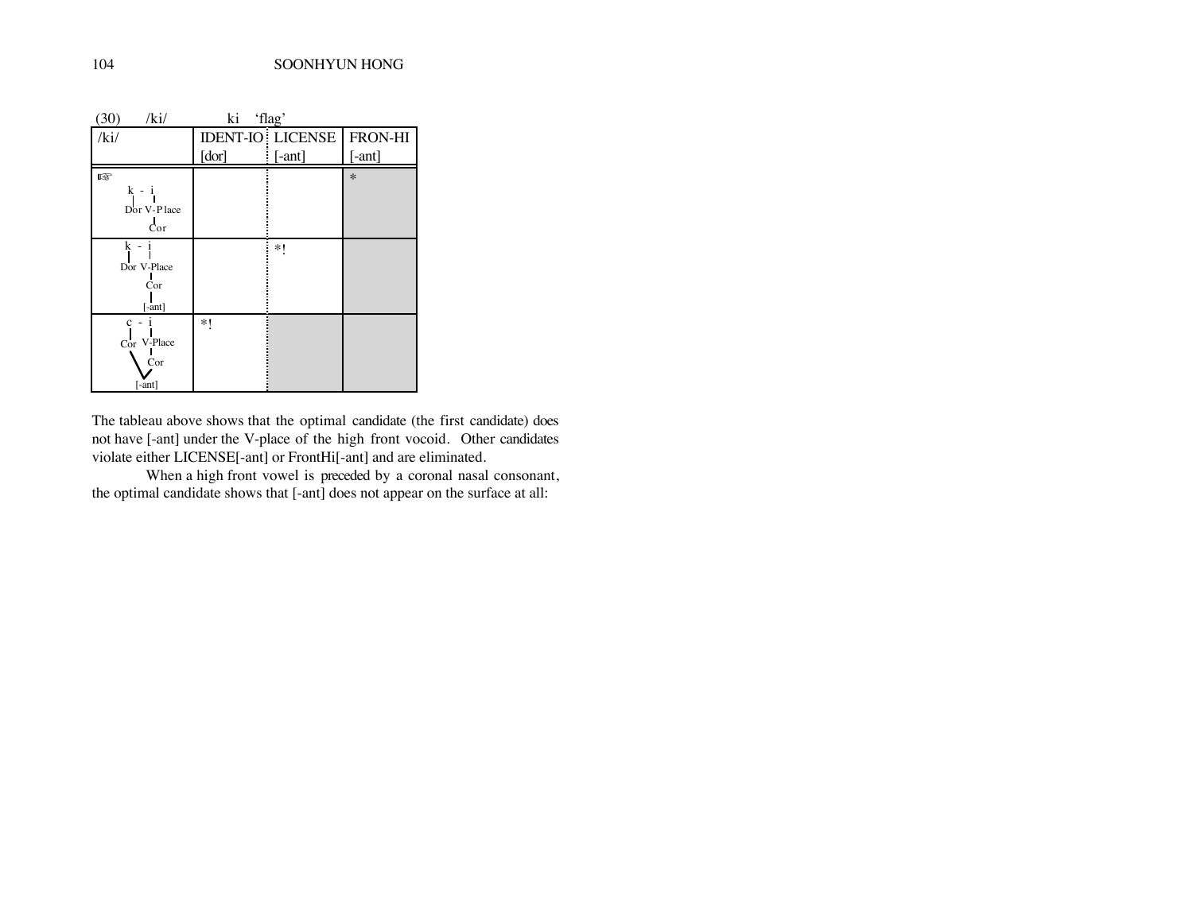(30) /ki/ ki 'flag'

| /ki/ | IDENT-IO [dor] | LICENSE [-ant] | FRON-HI [-ant] |
|---|---|---|---|
| ☞ k - i; k: Dor; i: V-Place – Cor | | | * |
| k - i; k: Dor; i: V-Place – Cor – [-ant] | | *! | |
| c - i; c: Cor; i: V-Place – Cor; [-ant] shared by c's Cor and i's Cor | *! | | |

The tableau above shows that the optimal candidate (the first candidate) does not have [-ant] under the V-place of the high front vocoid. Other candidates violate either LICENSE[-ant] or FrontHi[-ant] and are eliminated.

When a high front vowel is preceded by a coronal nasal consonant, the optimal candidate shows that [-ant] does not appear on the surface at all: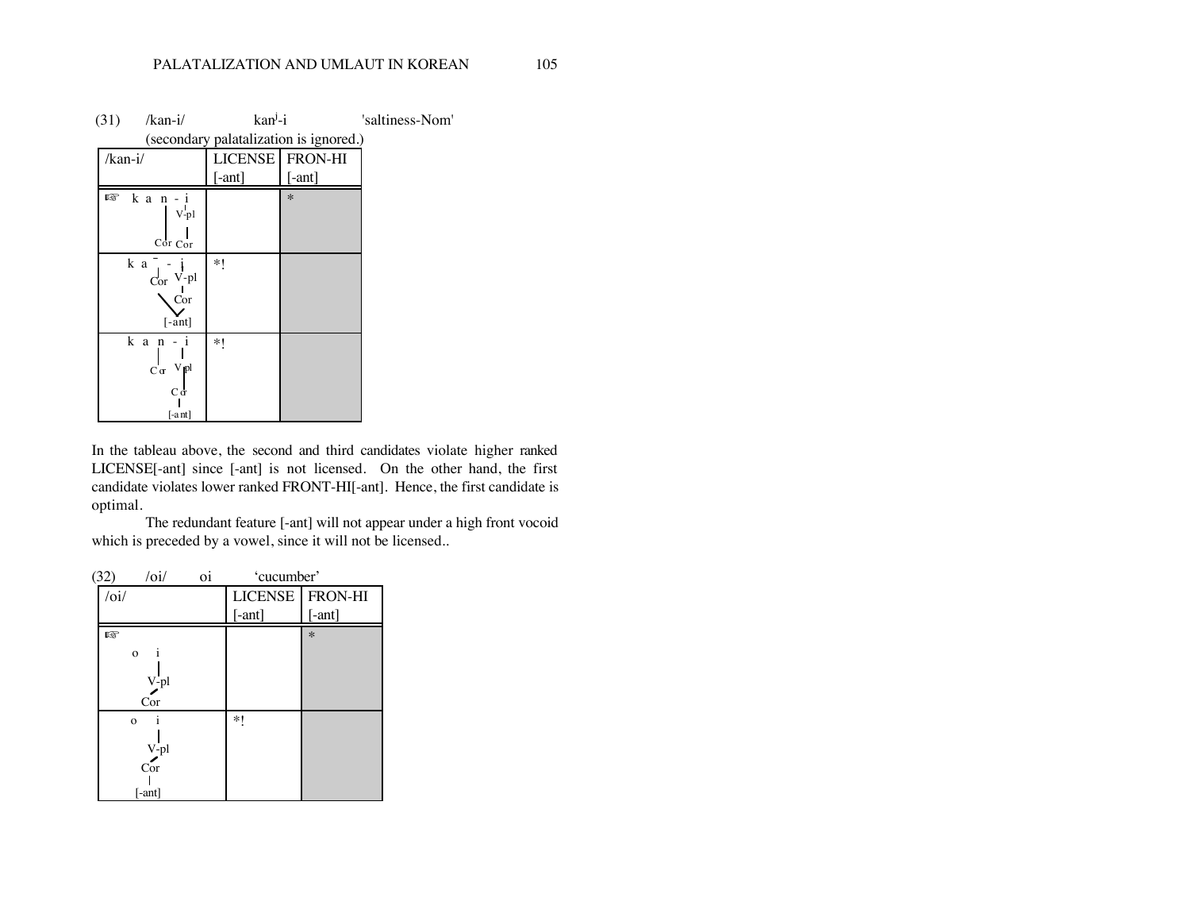(31) /kan-i/ kan$^{j}$-i 'saltiness-Nom'
(secondary palatalization is ignored.)

| /kan-i/ | LICENSE [-ant] | FRON-HI [-ant] |
|---|---|---|
| ☞ k a n - i (n linked to Cor; i linked to V-pl – Cor) | | * |
| k a ̄ - i (Cor; V-pl – Cor; both linked to [-ant]) | *! | |
| k a n - i (Cor; V-pl – Cor – [-ant]) | *! | |

In the tableau above, the second and third candidates violate higher ranked LICENSE[-ant] since [-ant] is not licensed. On the other hand, the first candidate violates lower ranked FRONT-HI[-ant]. Hence, the first candidate is optimal.

The redundant feature [-ant] will not appear under a high front vocoid which is preceded by a vowel, since it will not be licensed..

(32) /oi/ oi 'cucumber'

| /oi/ | LICENSE [-ant] | FRON-HI [-ant] |
|---|---|---|
| ☞ o i (V-pl – Cor) | | * |
| o i (V-pl – Cor – [-ant]) | *! | |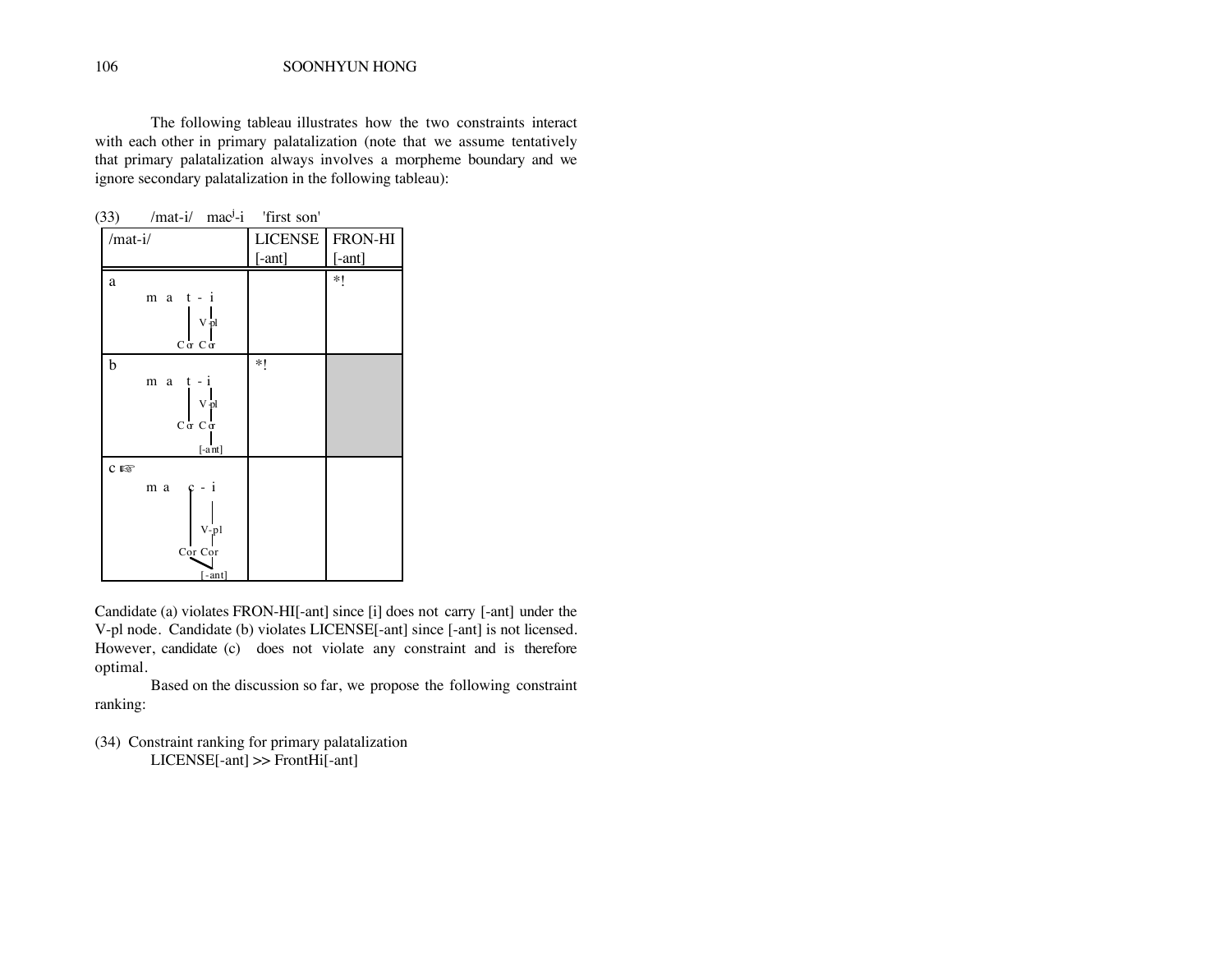The following tableau illustrates how the two constraints interact with each other in primary palatalization (note that we assume tentatively that primary palatalization always involves a morpheme boundary and we ignore secondary palatalization in the following tableau):

(33) /mat-i/ mac[j]-i 'first son'

| /mat-i/ | LICENSE [-ant] | FRON-HI [-ant] |
|---|---|---|
| a m a t - i (V-pl; Cor Cor) | | *! |
| b m a t - i (V-pl; Cor Cor; [-ant]) | *! | |
| c ☞ m a c - i (V-pl; Cor Cor; [-ant]) | | |

Candidate (a) violates FRON-HI[-ant] since [i] does not carry [-ant] under the V-pl node. Candidate (b) violates LICENSE[-ant] since [-ant] is not licensed. However, candidate (c) does not violate any constraint and is therefore optimal.

Based on the discussion so far, we propose the following constraint ranking:

(34) Constraint ranking for primary palatalization

LICENSE[-ant] >> FrontHi[-ant]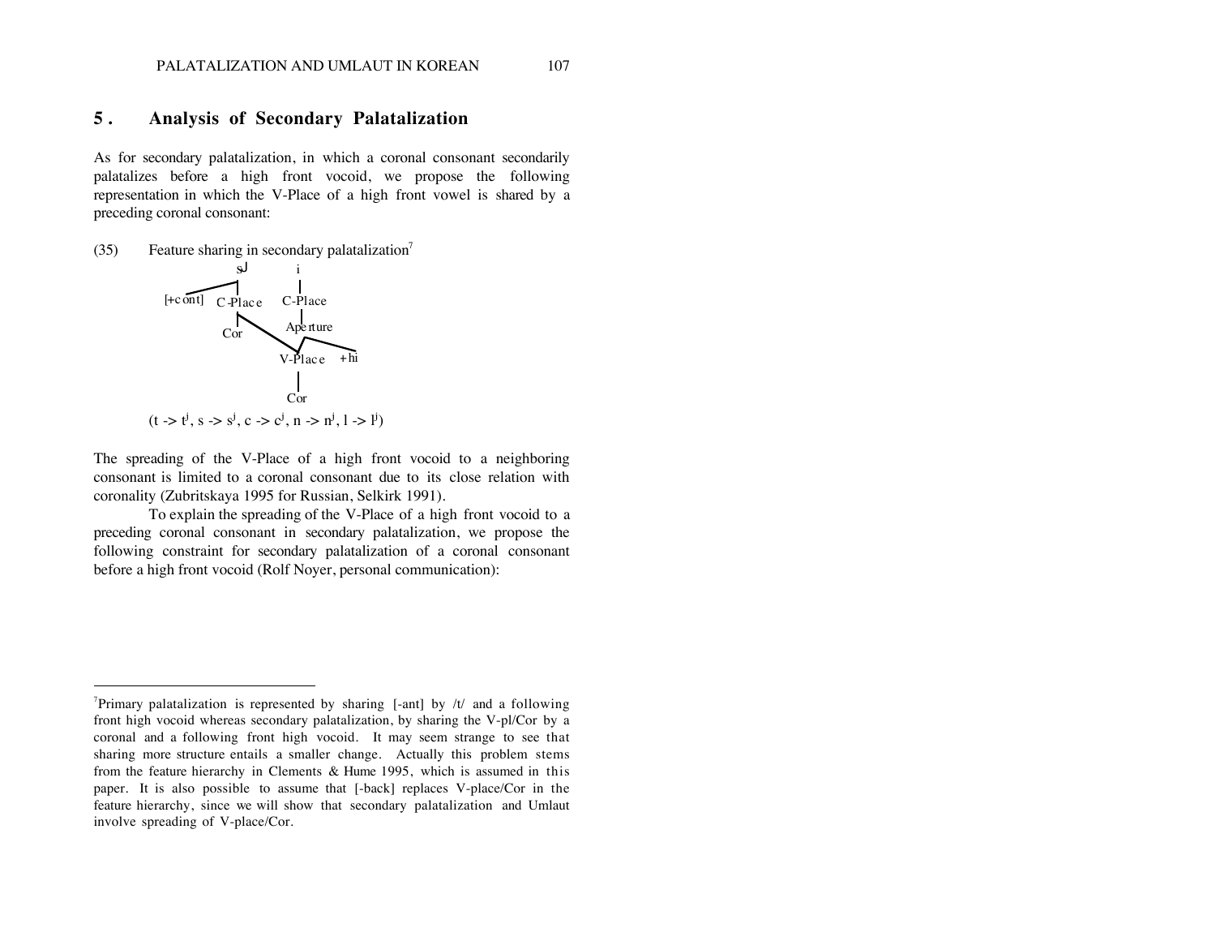## 5. Analysis of Secondary Palatalization

As for secondary palatalization, in which a coronal consonant secondarily palatalizes before a high front vocoid, we propose the following representation in which the V-Place of a high front vowel is shared by a preceding coronal consonant:

(35) Feature sharing in secondary palatalization[7]

```
              sʲ          i
              |           |
[+cont]    C-Place     C-Place
              |           |
             Cor       Aperture
               \         /  \
                V-Place      +hi
                   |
                  Cor
```

($t \rightarrow t^j$, $s \rightarrow s^j$, $c \rightarrow c^j$, $n \rightarrow n^j$, $l \rightarrow l^j$)

The spreading of the V-Place of a high front vocoid to a neighboring consonant is limited to a coronal consonant due to its close relation with coronality (Zubritskaya 1995 for Russian, Selkirk 1991).

To explain the spreading of the V-Place of a high front vocoid to a preceding coronal consonant in secondary palatalization, we propose the following constraint for secondary palatalization of a coronal consonant before a high front vocoid (Rolf Noyer, personal communication):

---

[7]Primary palatalization is represented by sharing [-ant] by /t/ and a following front high vocoid whereas secondary palatalization, by sharing the V-pl/Cor by a coronal and a following front high vocoid. It may seem strange to see that sharing more structure entails a smaller change. Actually this problem stems from the feature hierarchy in Clements & Hume 1995, which is assumed in this paper. It is also possible to assume that [-back] replaces V-place/Cor in the feature hierarchy, since we will show that secondary palatalization and Umlaut involve spreading of V-place/Cor.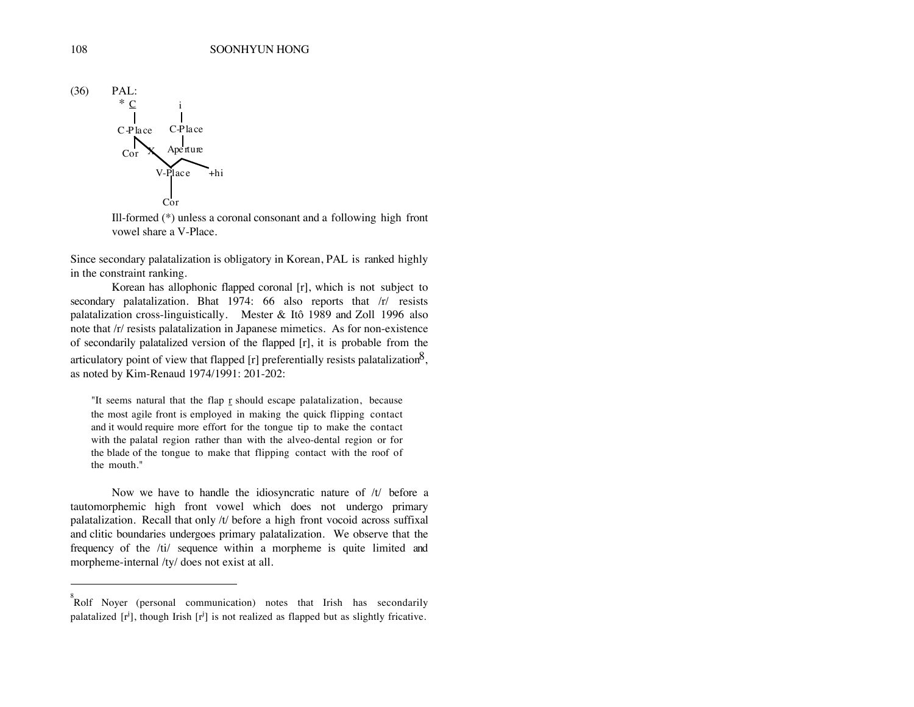(36) PAL:

```
  * C          i
    |          |
  C-Place    C-Place
    | \        |
   Cor X     Aperture
        \    /   \
       V-Place    +hi
          |
         Cor
```

Ill-formed (*) unless a coronal consonant and a following high front vowel share a V-Place.

Since secondary palatalization is obligatory in Korean, PAL is ranked highly in the constraint ranking.

Korean has allophonic flapped coronal [r], which is not subject to secondary palatalization. Bhat 1974: 66 also reports that /r/ resists palatalization cross-linguistically. Mester & Itô 1989 and Zoll 1996 also note that /r/ resists palatalization in Japanese mimetics. As for non-existence of secondarily palatalized version of the flapped [r], it is probable from the articulatory point of view that flapped [r] preferentially resists palatalization[8], as noted by Kim-Renaud 1974/1991: 201-202:

> "It seems natural that the flap r should escape palatalization, because the most agile front is employed in making the quick flipping contact and it would require more effort for the tongue tip to make the contact with the palatal region rather than with the alveo-dental region or for the blade of the tongue to make that flipping contact with the roof of the mouth."

Now we have to handle the idiosyncratic nature of /t/ before a tautomorphemic high front vowel which does not undergo primary palatalization. Recall that only /t/ before a high front vocoid across suffixal and clitic boundaries undergoes primary palatalization. We observe that the frequency of the /ti/ sequence within a morpheme is quite limited and morpheme-internal /ty/ does not exist at all.

---

[8] Rolf Noyer (personal communication) notes that Irish has secondarily palatalized [$r^j$], though Irish [$r^j$] is not realized as flapped but as slightly fricative.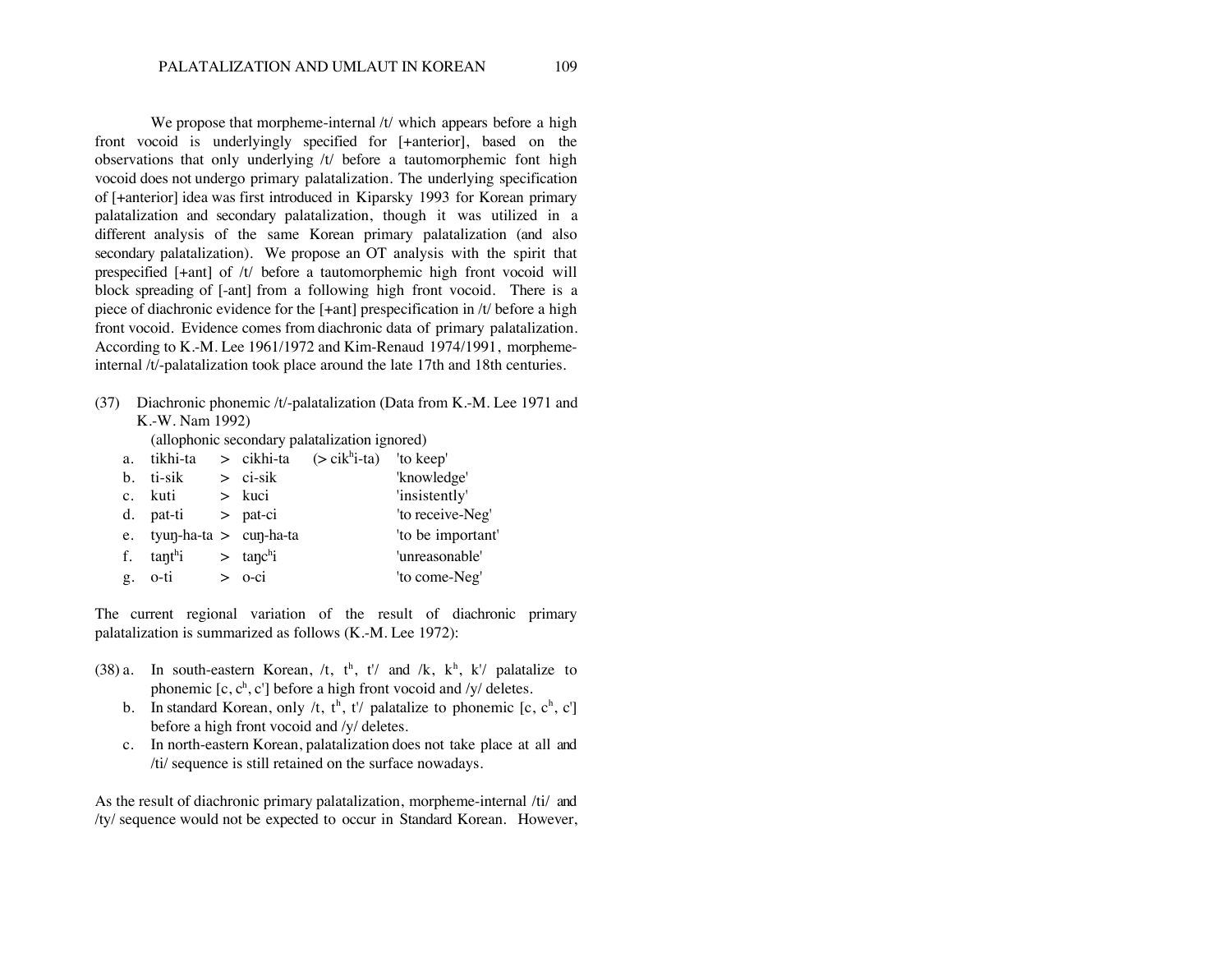We propose that morpheme-internal /t/ which appears before a high front vocoid is underlyingly specified for [+anterior], based on the observations that only underlying /t/ before a tautomorphemic font high vocoid does not undergo primary palatalization. The underlying specification of [+anterior] idea was first introduced in Kiparsky 1993 for Korean primary palatalization and secondary palatalization, though it was utilized in a different analysis of the same Korean primary palatalization (and also secondary palatalization). We propose an OT analysis with the spirit that prespecified [+ant] of /t/ before a tautomorphemic high front vocoid will block spreading of [-ant] from a following high front vocoid. There is a piece of diachronic evidence for the [+ant] prespecification in /t/ before a high front vocoid. Evidence comes from diachronic data of primary palatalization. According to K.-M. Lee 1961/1972 and Kim-Renaud 1974/1991, morpheme-internal /t/-palatalization took place around the late 17th and 18th centuries.

(37) Diachronic phonemic /t/-palatalization (Data from K.-M. Lee 1971 and K.-W. Nam 1992)
(allophonic secondary palatalization ignored)

| | | | | | |
|---|---|---|---|---|---|
| a. | tikhi-ta | > | cikhi-ta | (> cik$^h$i-ta) | 'to keep' |
| b. | ti-sik | > | ci-sik | | 'knowledge' |
| c. | kuti | > | kuci | | 'insistently' |
| d. | pat-ti | > | pat-ci | | 'to receive-Neg' |
| e. | tyuŋ-ha-ta | > | cuŋ-ha-ta | | 'to be important' |
| f. | taŋt$^h$i | > | taŋc$^h$i | | 'unreasonable' |
| g. | o-ti | > | o-ci | | 'to come-Neg' |

The current regional variation of the result of diachronic primary palatalization is summarized as follows (K.-M. Lee 1972):

(38) a. In south-eastern Korean, /t, t$^h$, t'/ and /k, k$^h$, k'/ palatalize to phonemic [c, c$^h$, c'] before a high front vocoid and /y/ deletes.
b. In standard Korean, only /t, t$^h$, t'/ palatalize to phonemic [c, c$^h$, c'] before a high front vocoid and /y/ deletes.
c. In north-eastern Korean, palatalization does not take place at all and /ti/ sequence is still retained on the surface nowadays.

As the result of diachronic primary palatalization, morpheme-internal /ti/ and /ty/ sequence would not be expected to occur in Standard Korean. However,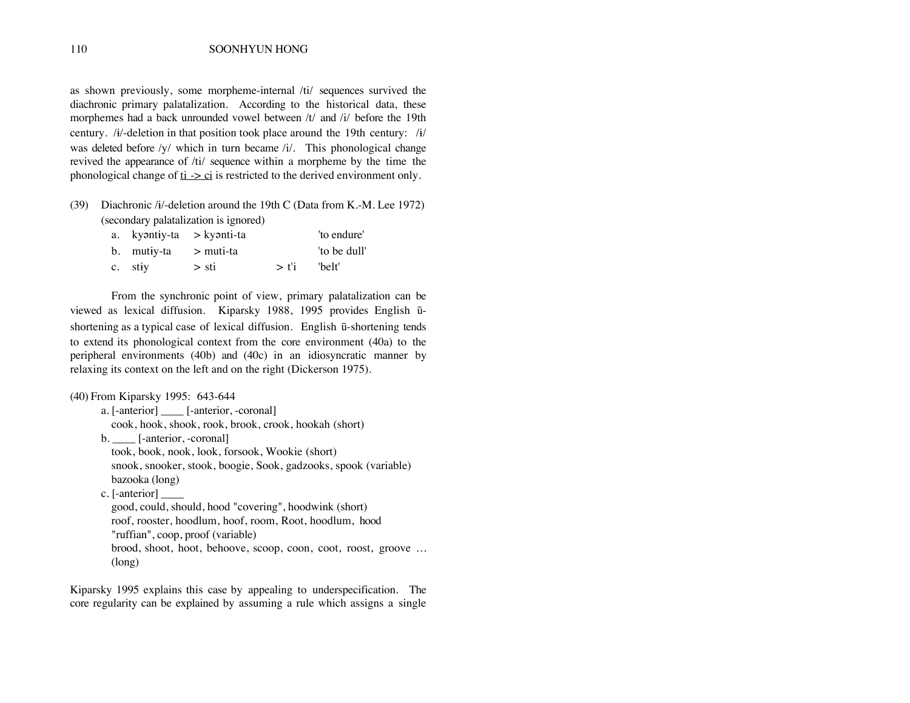as shown previously, some morpheme-internal /ti/ sequences survived the diachronic primary palatalization. According to the historical data, these morphemes had a back unrounded vowel between /t/ and /i/ before the 19th century. /ɨ/-deletion in that position took place around the 19th century: /ɨ/ was deleted before /y/ which in turn became /i/. This phonological change revived the appearance of /ti/ sequence within a morpheme by the time the phonological change of <u>ti -> ci</u> is restricted to the derived environment only.

(39) Diachronic /ɨ/-deletion around the 19th C (Data from K.-M. Lee 1972) (secondary palatalization is ignored)

| | | | | |
|---|---|---|---|---|
| a. | kyəntɨy-ta | > kyənti-ta | | 'to endure' |
| b. | mutɨy-ta | > muti-ta | | 'to be dull' |
| c. | stɨy | > sti | > t'i | 'belt' |

From the synchronic point of view, primary palatalization can be viewed as lexical diffusion. Kiparsky 1988, 1995 provides English ū-shortening as a typical case of lexical diffusion. English ū-shortening tends to extend its phonological context from the core environment (40a) to the peripheral environments (40b) and (40c) in an idiosyncratic manner by relaxing its context on the left and on the right (Dickerson 1975).

(40) From Kiparsky 1995: 643-644

a. [-anterior] ____ [-anterior, -coronal]
   cook, hook, shook, rook, brook, crook, hookah (short)

b. ____ [-anterior, -coronal]
   took, book, nook, look, forsook, Wookie (short)
   snook, snooker, stook, boogie, Sook, gadzooks, spook (variable)
   bazooka (long)

c. [-anterior] ____
   good, could, should, hood "covering", hoodwink (short)
   roof, rooster, hoodlum, hoof, room, Root, hoodlum, hood "ruffian", coop, proof (variable)
   brood, shoot, hoot, behoove, scoop, coon, coot, roost, groove ... (long)

Kiparsky 1995 explains this case by appealing to underspecification. The core regularity can be explained by assuming a rule which assigns a single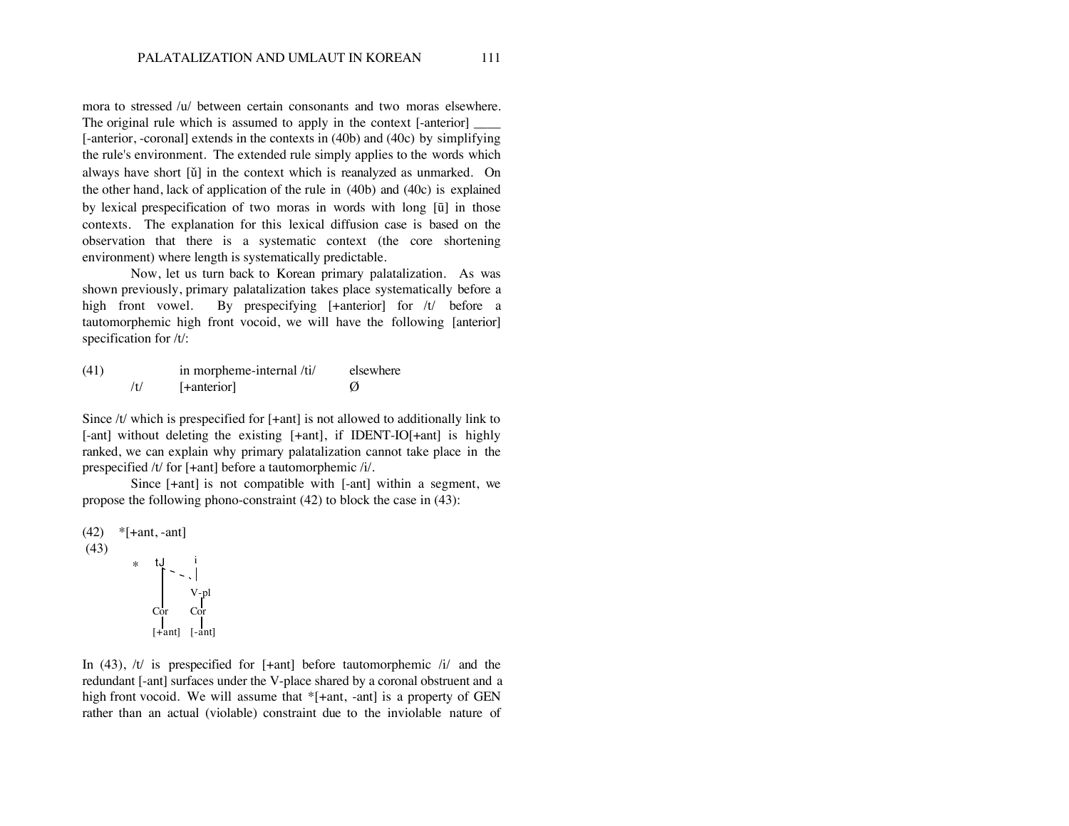mora to stressed /u/ between certain consonants and two moras elsewhere. The original rule which is assumed to apply in the context [-anterior] ____ [-anterior, -coronal] extends in the contexts in (40b) and (40c) by simplifying the rule's environment. The extended rule simply applies to the words which always have short [ŭ] in the context which is reanalyzed as unmarked. On the other hand, lack of application of the rule in (40b) and (40c) is explained by lexical prespecification of two moras in words with long [ū] in those contexts. The explanation for this lexical diffusion case is based on the observation that there is a systematic context (the core shortening environment) where length is systematically predictable.

Now, let us turn back to Korean primary palatalization. As was shown previously, primary palatalization takes place systematically before a high front vowel. By prespecifying [+anterior] for /t/ before a tautomorphemic high front vocoid, we will have the following [anterior] specification for /t/:

| (41) | | in morpheme-internal /ti/ | elsewhere |
|---|---|---|---|
| | /t/ | [+anterior] | Ø |

Since /t/ which is prespecified for [+ant] is not allowed to additionally link to [-ant] without deleting the existing [+ant], if IDENT-IO[+ant] is highly ranked, we can explain why primary palatalization cannot take place in the prespecified /t/ for [+ant] before a tautomorphemic /i/.

Since [+ant] is not compatible with [-ant] within a segment, we propose the following phono-constraint (42) to block the case in (43):

(42) *[+ant, -ant]

(43)

```
*   tʃ        i
    |  ` - ,  |
    |        V-pl
    |         |
   Cor       Cor
    |         |
  [+ant]   [-ant]
```

In (43), /t/ is prespecified for [+ant] before tautomorphemic /i/ and the redundant [-ant] surfaces under the V-place shared by a coronal obstruent and a high front vocoid. We will assume that *[+ant, -ant] is a property of GEN rather than an actual (violable) constraint due to the inviolable nature of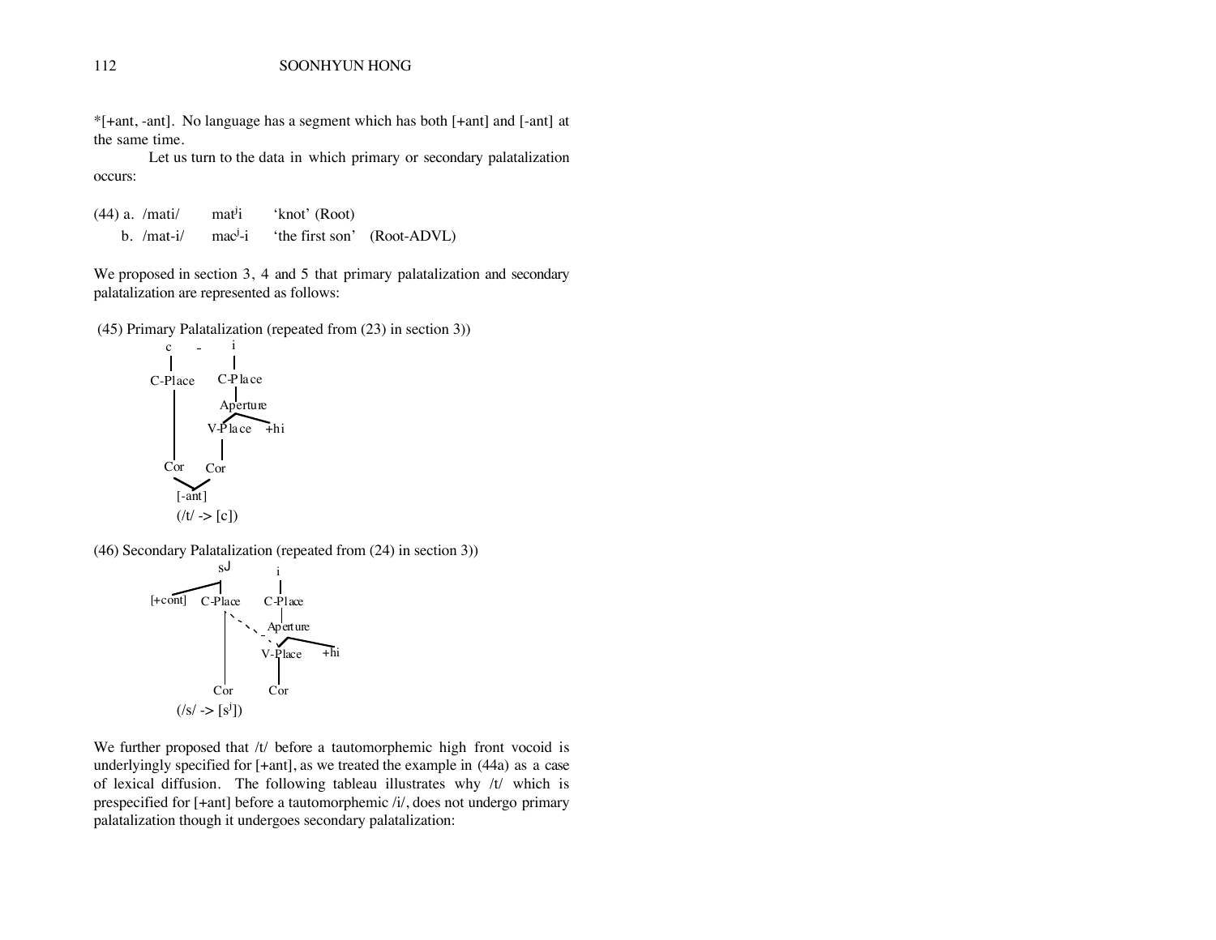*[+ant, -ant]. No language has a segment which has both [+ant] and [-ant] at the same time.

Let us turn to the data in which primary or secondary palatalization occurs:

(44) a. /mati/ $\quad$ mat[j]i $\quad$ 'knot' (Root)

b. /mat-i/ $\quad$ mac[j]-i $\quad$ 'the first son' $\quad$ (Root-ADVL)

We proposed in section 3, 4 and 5 that primary palatalization and secondary palatalization are represented as follows:

(45) Primary Palatalization (repeated from (23) in section 3))

```
        c    -    i
        |         |
     C-Place    C-Place
        |         |
        |      Aperture
        |       /     \
        |   V-Place   +hi
        |      |
       Cor    Cor
         \    /
         [-ant]
       (/t/ -> [c])
```

(46) Secondary Palatalization (repeated from (24) in section 3))

```
                 sJ           i
                /  |          |
         [+cont] C-Place    C-Place
                   | .          |
                   |   .     Aperture
                   |     .    /     \
                   |     V-Place   +hi
                   |        |
                  Cor      Cor
          (/s/ -> [sʲ])
```

We further proposed that /t/ before a tautomorphemic high front vocoid is underlyingly specified for [+ant], as we treated the example in (44a) as a case of lexical diffusion. The following tableau illustrates why /t/ which is prespecified for [+ant] before a tautomorphemic /i/, does not undergo primary palatalization though it undergoes secondary palatalization: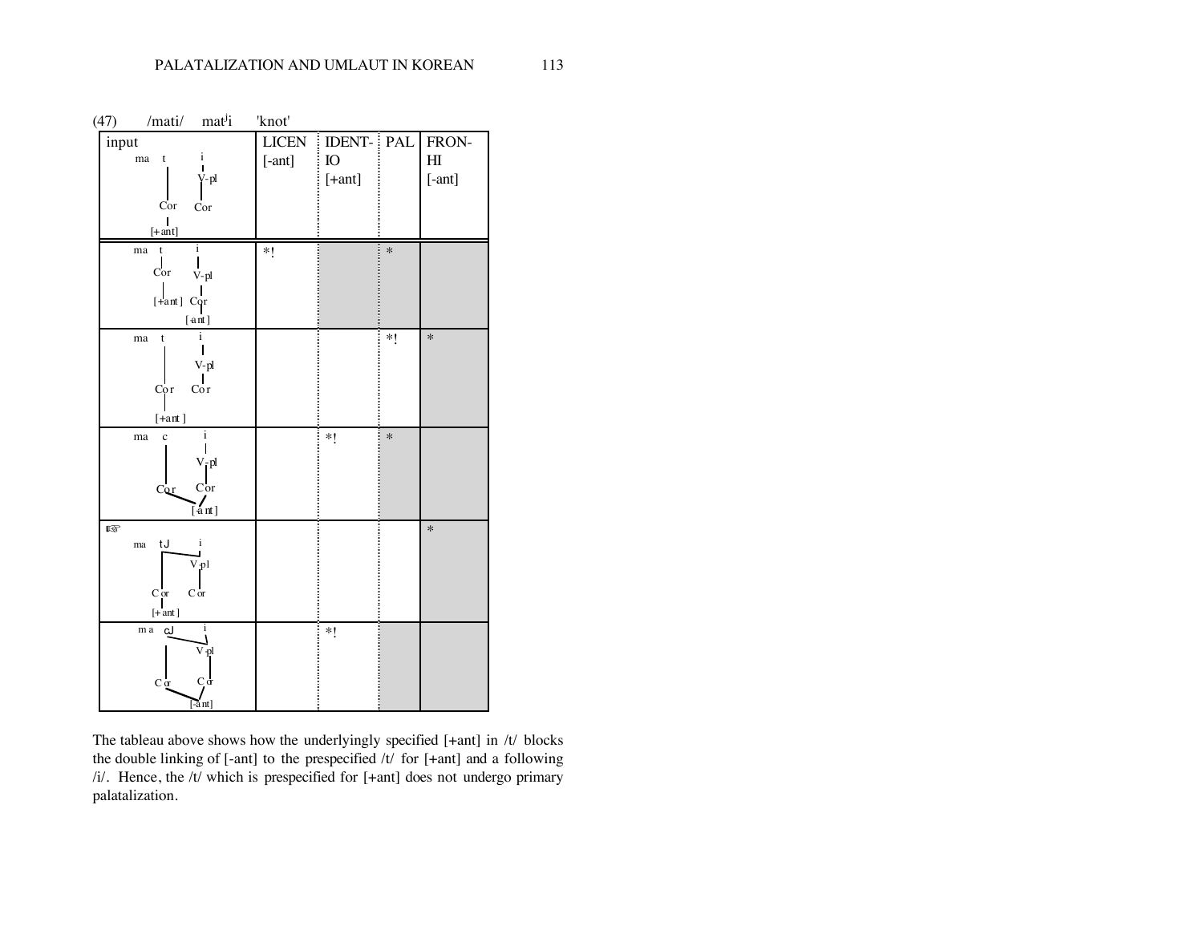(47) /mati/ $mat^ji$ 'knot'

| input | LICEN [-ant] | IDENT-IO [+ant] | PAL | FRON-HI [-ant] |
|---|---|---|---|---|
| ma t [Cor [+ant]] i [V-pl [Cor]] | | | | |
| ma t [Cor [+ant]] i [V-pl [Cor [-ant]]] | *! | | * | |
| ma t [Cor [+ant]] i [V-pl [Cor]] | | | *! | * |
| ma c [Cor] i [V-pl [Cor [-ant]]] ([-ant] linked to both Cor) | | *! | * | |
| ☞ ma tJ [Cor [+ant]] i [V-pl [Cor]] (V-pl linked to both) | | | | * |
| ma cJ [Cor] i [V-pl [Cor [-ant]]] (V-pl and [-ant] linked to both) | | *! | | |

The tableau above shows how the underlyingly specified [+ant] in /t/ blocks the double linking of [-ant] to the prespecified /t/ for [+ant] and a following /i/. Hence, the /t/ which is prespecified for [+ant] does not undergo primary palatalization.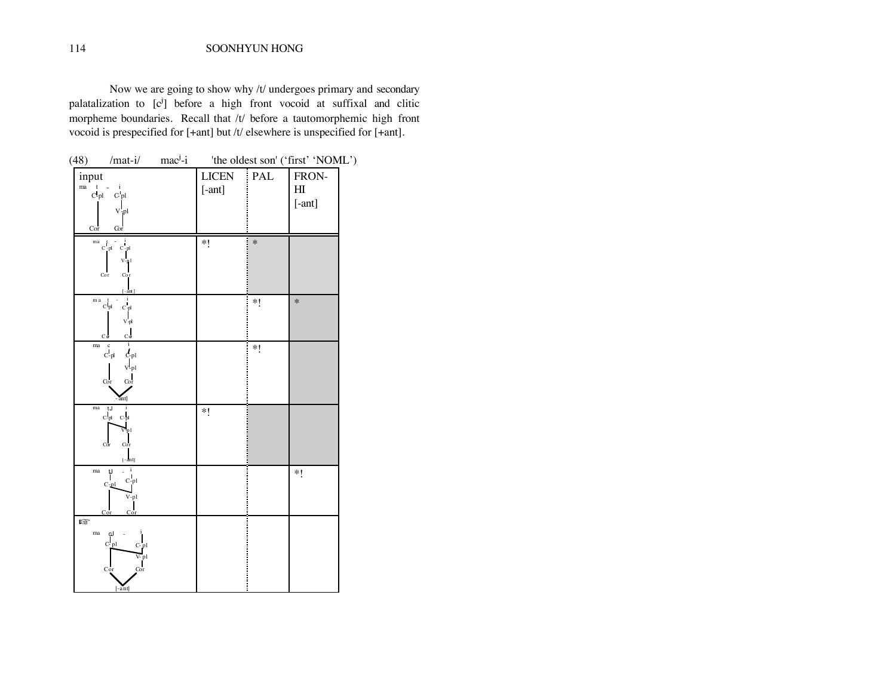Now we are going to show why /t/ undergoes primary and secondary palatalization to [$c^j$] before a high front vocoid at suffixal and clitic morpheme boundaries. Recall that /t/ before a tautomorphemic high front vocoid is prespecified for [+ant] but /t/ elsewhere is unspecified for [+ant].

(48) /mat-i/ $mac^j$-i 'the oldest son' ('first' 'NOML')

| input: ma t - i (C-pl, C-pl, V-pl, Cor, Cor) | LICEN [-ant] | PAL | FRON-HI [-ant] |
|---|---|---|---|
| ma t - i (C-pl, C-pl, V-pl, Cor, Cor, [-ant] on i) | *! | * | |
| ma t - i (C-pl, C-pl, V-pl, Cor, Cor) | | *! | * |
| ma c i (C-pl, C-pl, V-pl, Cor, Cor, shared [-ant]) | | *! | |
| ma $t^j$ i (C-pl, C-pl, V-pl shared, Cor, Cor, [-ant] on i) | *! | | |
| ma $t^j$ - i (C-pl, C-pl, V-pl shared, Cor, Cor) | | | *! |
| ☞ ma $c^j$ - i (C-pl, C-pl, V-pl shared, Cor, Cor, shared [-ant]) | | | |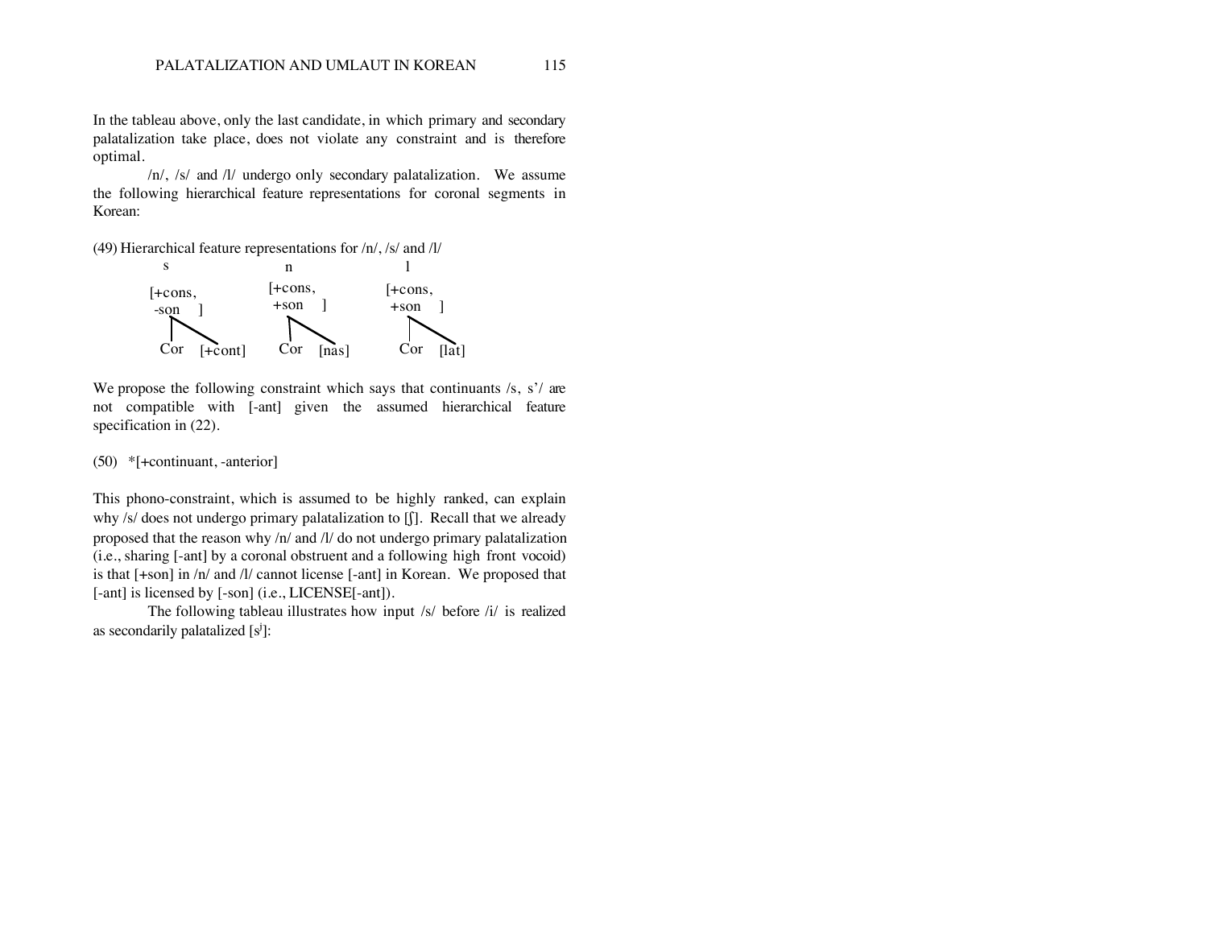In the tableau above, only the last candidate, in which primary and secondary palatalization take place, does not violate any constraint and is therefore optimal.

/n/, /s/ and /l/ undergo only secondary palatalization. We assume the following hierarchical feature representations for coronal segments in Korean:

(49) Hierarchical feature representations for /n/, /s/ and /l/

```
      s                  n                  l

  [+cons,           [+cons,            [+cons,
   -son  ]           +son  ]            +son  ]
    |  \              |  \               |  \
   Cor [+cont]       Cor [nas]          Cor [lat]
```

We propose the following constraint which says that continuants /s, s'/ are not compatible with [-ant] given the assumed hierarchical feature specification in (22).

(50) *[+continuant, -anterior]

This phono-constraint, which is assumed to be highly ranked, can explain why /s/ does not undergo primary palatalization to [ʃ]. Recall that we already proposed that the reason why /n/ and /l/ do not undergo primary palatalization (i.e., sharing [-ant] by a coronal obstruent and a following high front vocoid) is that [+son] in /n/ and /l/ cannot license [-ant] in Korean. We proposed that [-ant] is licensed by [-son] (i.e., LICENSE[-ant]).

The following tableau illustrates how input /s/ before /i/ is realized as secondarily palatalized [sʲ]: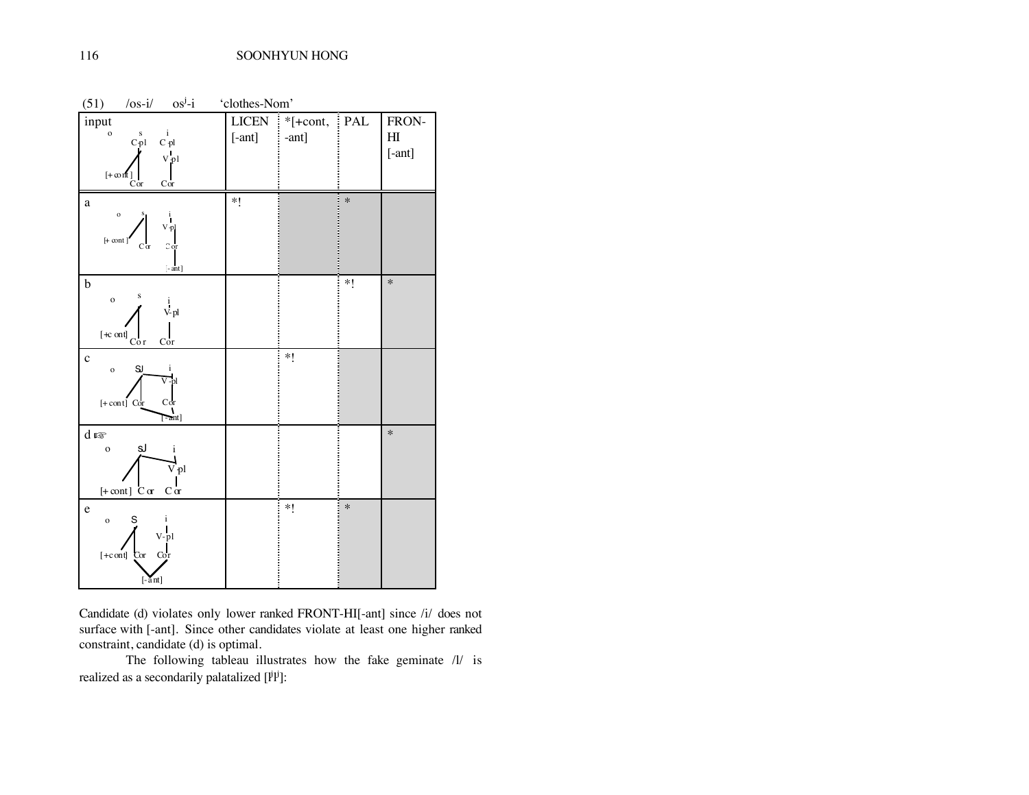(51) /os-i/ $os^{j}$-i 'clothes-Nom'

| input | LICEN [-ant] | *[+cont, -ant] | PAL | FRON-HI [-ant] |
|---|---|---|---|---|
| a | *! | | * | |
| b | | | *! | * |
| c | | *! | | |
| d ☞ | | | | * |
| e | | *! | * | |

Candidate (d) violates only lower ranked FRONT-HI[-ant] since /i/ does not surface with [-ant]. Since other candidates violate at least one higher ranked constraint, candidate (d) is optimal.

The following tableau illustrates how the fake geminate /l/ is realized as a secondarily palatalized [$l^{j}l^{j}$]: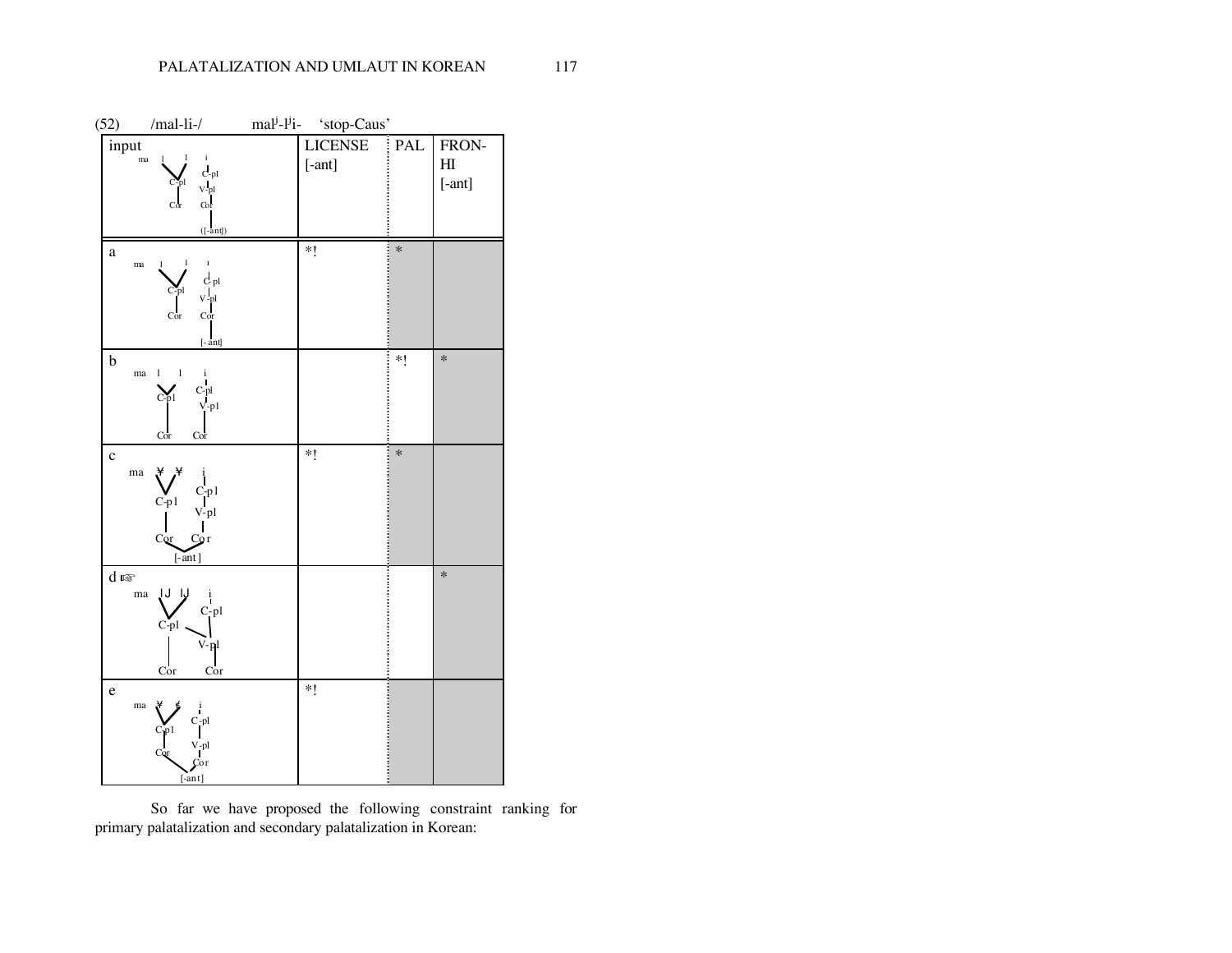(52) /mal-li-/ $mal^j$-$l^j$i- 'stop-Caus'

| input | LICENSE [-ant] | PAL | FRON-HI [-ant] |
|---|---|---|---|
| ma l l i; C-pl, C-pl, V-pl, Cor, Cor, ([-ant]) | | | |
| a | *! | * | |
| b | | *! | * |
| c | *! | * | |
| d ☞ | | | * |
| e | *! | | |

So far we have proposed the following constraint ranking for primary palatalization and secondary palatalization in Korean: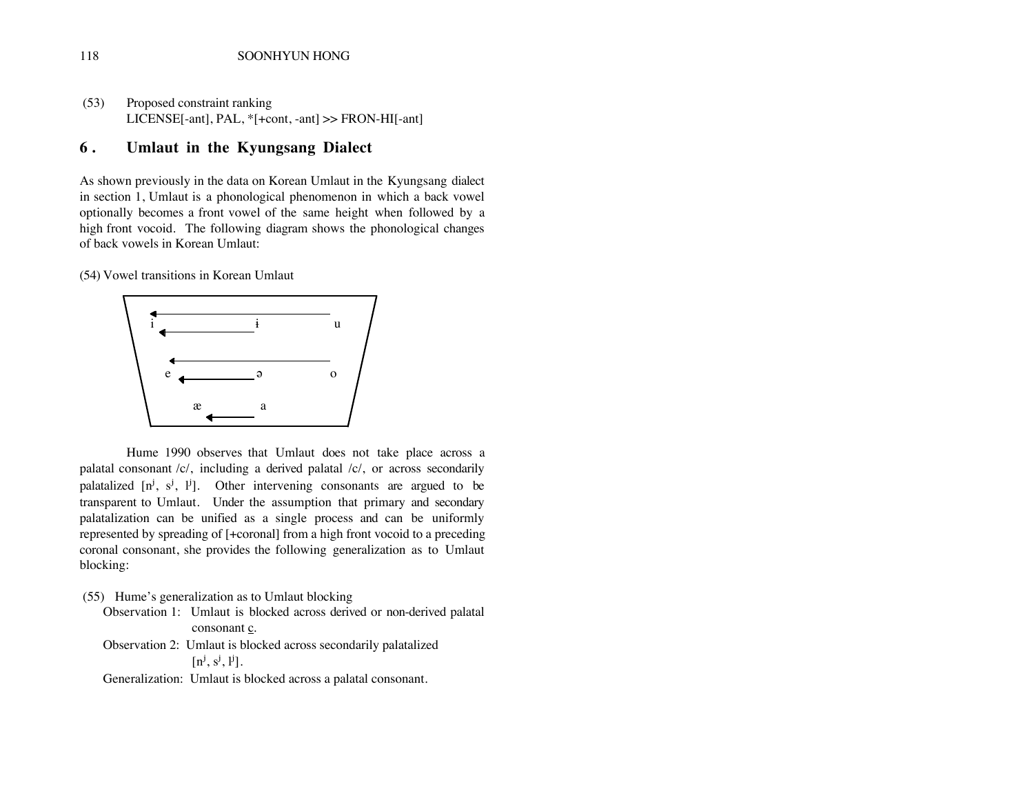(53) Proposed constraint ranking
LICENSE[-ant], PAL, *[+cont, -ant] >> FRON-HI[-ant]

## 6. Umlaut in the Kyungsang Dialect

As shown previously in the data on Korean Umlaut in the Kyungsang dialect in section 1, Umlaut is a phonological phenomenon in which a back vowel optionally becomes a front vowel of the same height when followed by a high front vocoid. The following diagram shows the phonological changes of back vowels in Korean Umlaut:

(54) Vowel transitions in Korean Umlaut

| | | |
|---|---|---|
| i ← | ɨ | u (→ i) |
| e ← | ə | o (→ e) |
| æ ← | a | |

Hume 1990 observes that Umlaut does not take place across a palatal consonant /c/, including a derived palatal /c/, or across secondarily palatalized [$n^j$, $s^j$, $l^j$]. Other intervening consonants are argued to be transparent to Umlaut. Under the assumption that primary and secondary palatalization can be unified as a single process and can be uniformly represented by spreading of [+coronal] from a high front vocoid to a preceding coronal consonant, she provides the following generalization as to Umlaut blocking:

(55) Hume's generalization as to Umlaut blocking
- Observation 1: Umlaut is blocked across derived or non-derived palatal consonant c̲.
- Observation 2: Umlaut is blocked across secondarily palatalized [$n^j$, $s^j$, $l^j$].
- Generalization: Umlaut is blocked across a palatal consonant.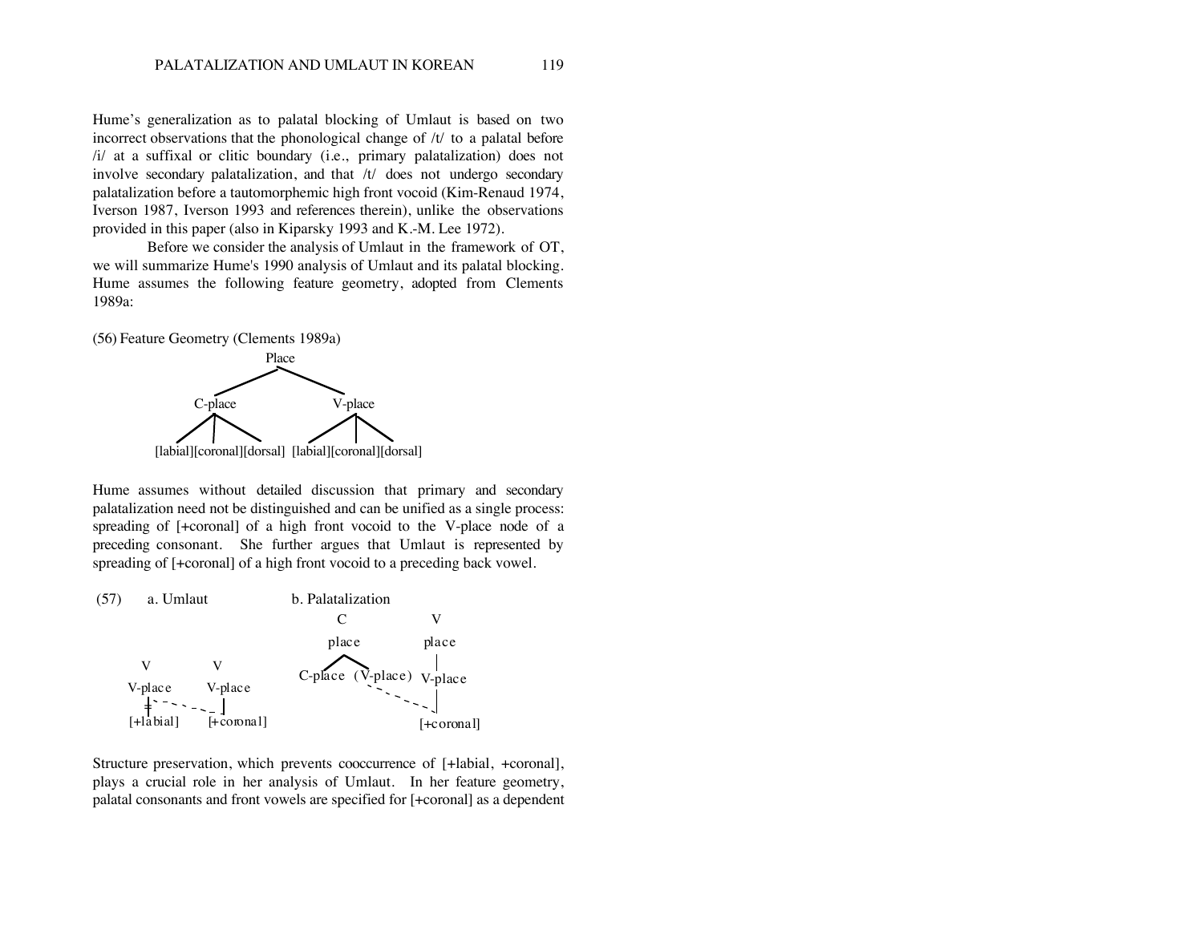Hume's generalization as to palatal blocking of Umlaut is based on two incorrect observations that the phonological change of /t/ to a palatal before /i/ at a suffixal or clitic boundary (i.e., primary palatalization) does not involve secondary palatalization, and that /t/ does not undergo secondary palatalization before a tautomorphemic high front vocoid (Kim-Renaud 1974, Iverson 1987, Iverson 1993 and references therein), unlike the observations provided in this paper (also in Kiparsky 1993 and K.-M. Lee 1972).

Before we consider the analysis of Umlaut in the framework of OT, we will summarize Hume's 1990 analysis of Umlaut and its palatal blocking. Hume assumes the following feature geometry, adopted from Clements 1989a:

(56) Feature Geometry (Clements 1989a)

```
                    Place
                  /       \
           C-place         V-place
          /   |   \        /   |   \
[labial][coronal][dorsal] [labial][coronal][dorsal]
```

Hume assumes without detailed discussion that primary and secondary palatalization need not be distinguished and can be unified as a single process: spreading of [+coronal] of a high front vocoid to the V-place node of a preceding consonant. She further argues that Umlaut is represented by spreading of [+coronal] of a high front vocoid to a preceding back vowel.

(57) a. Umlaut &nbsp;&nbsp;&nbsp;&nbsp; b. Palatalization

```
a. Umlaut                      b. Palatalization
                                    C                 V
                                  place             place
   V            V                 /    \              |
V-place      V-place        C-place  (V-place)     V-place
   ‡  - - - - - |                        - - - - -    |
[+labial]   [+coronal]                            [+coronal]
```

Structure preservation, which prevents cooccurrence of [+labial, +coronal], plays a crucial role in her analysis of Umlaut. In her feature geometry, palatal consonants and front vowels are specified for [+coronal] as a dependent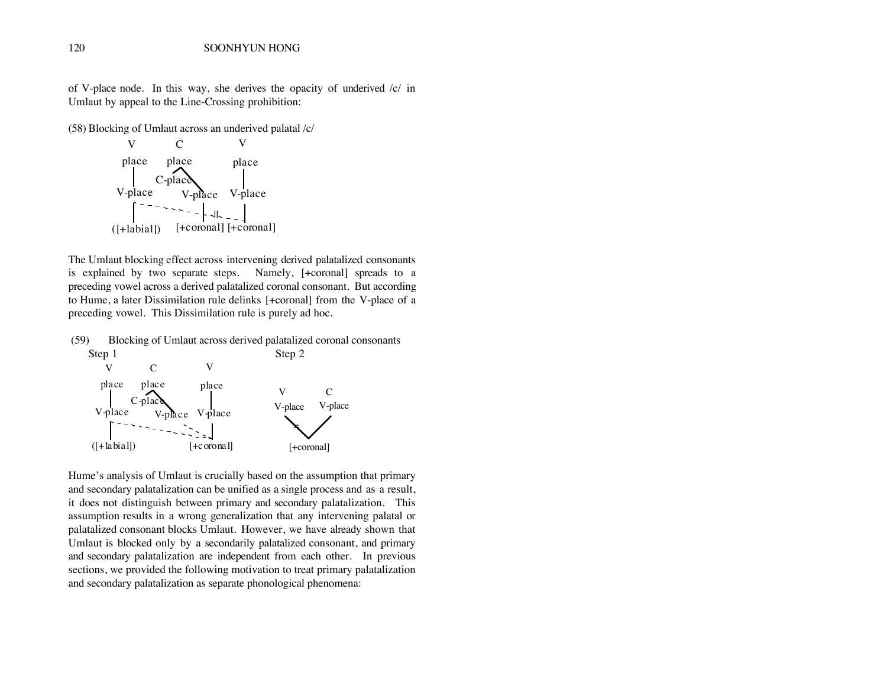of V-place node. In this way, she derives the opacity of underived /c/ in Umlaut by appeal to the Line-Crossing prohibition:

(58) Blocking of Umlaut across an underived palatal /c/

```
           V           C              V
         place       place          place
           |        /     \            |
        V-place  C-place  V-place   V-place
           |- - - - - - - -|- -||- - - |
      ([+labial])      [+coronal] [+coronal]
```

The Umlaut blocking effect across intervening derived palatalized consonants is explained by two separate steps. Namely, [+coronal] spreads to a preceding vowel across a derived palatalized coronal consonant. But according to Hume, a later Dissimilation rule delinks [+coronal] from the V-place of a preceding vowel. This Dissimilation rule is purely ad hoc.

(59) Blocking of Umlaut across derived palatalized coronal consonants

```
Step 1                                          Step 2
     V          C            V
   place      place        place                  V          C
     |       /     \         |                 V-place    V-place
  V-place  C-place V-place V-place                  \=       /
     |- - - - - - - - - - - -|                       \      /
 ([+labial])             [+coronal]                 [+coronal]
```

Hume's analysis of Umlaut is crucially based on the assumption that primary and secondary palatalization can be unified as a single process and as a result, it does not distinguish between primary and secondary palatalization. This assumption results in a wrong generalization that any intervening palatal or palatalized consonant blocks Umlaut. However, we have already shown that Umlaut is blocked only by a secondarily palatalized consonant, and primary and secondary palatalization are independent from each other. In previous sections, we provided the following motivation to treat primary palatalization and secondary palatalization as separate phonological phenomena: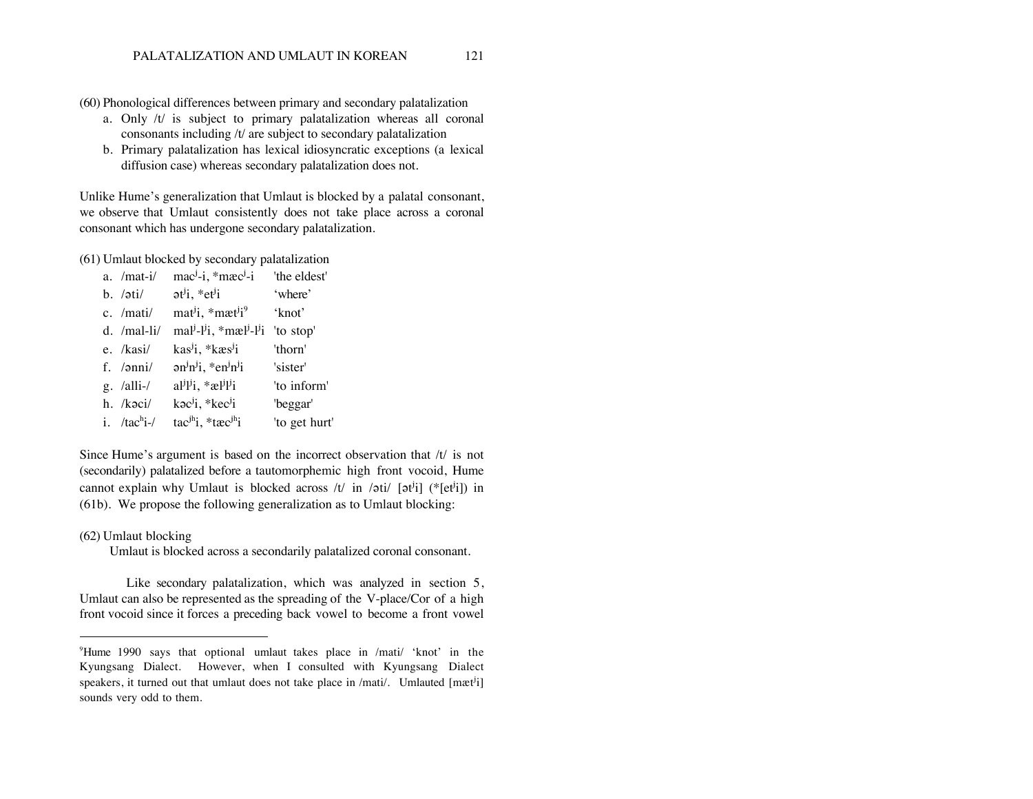(60) Phonological differences between primary and secondary palatalization

a. Only /t/ is subject to primary palatalization whereas all coronal consonants including /t/ are subject to secondary palatalization
b. Primary palatalization has lexical idiosyncratic exceptions (a lexical diffusion case) whereas secondary palatalization does not.

Unlike Hume's generalization that Umlaut is blocked by a palatal consonant, we observe that Umlaut consistently does not take place across a coronal consonant which has undergone secondary palatalization.

(61) Umlaut blocked by secondary palatalization

| | | | |
|---|---|---|---|
| a. | /mat-i/ | $\text{mac}^{j}$-i, \*$\text{mæc}^{j}$-i | 'the eldest' |
| b. | /əti/ | $\text{ət}^{j}$i, \*$\text{et}^{j}$i | 'where' |
| c. | /mati/ | $\text{mat}^{j}$i, \*$\text{mæt}^{j}$i[9] | 'knot' |
| d. | /mal-li/ | $\text{mal}^{j}$-$\text{l}^{j}$i, \*$\text{mæl}^{j}$-$\text{l}^{j}$i | 'to stop' |
| e. | /kasi/ | $\text{kas}^{j}$i, \*$\text{kæs}^{j}$i | 'thorn' |
| f. | /ənni/ | $\text{ən}^{j}\text{n}^{j}$i, \*$\text{en}^{j}\text{n}^{j}$i | 'sister' |
| g. | /alli-/ | $\text{al}^{j}\text{l}^{j}$i, \*$\text{æl}^{j}\text{l}^{j}$i | 'to inform' |
| h. | /kəci/ | $\text{kəc}^{j}$i, \*$\text{kec}^{j}$i | 'beggar' |
| i. | /$\text{tac}^{h}$i-/ | $\text{tac}^{jh}$i, \*$\text{tæc}^{jh}$i | 'to get hurt' |

Since Hume's argument is based on the incorrect observation that /t/ is not (secondarily) palatalized before a tautomorphemic high front vocoid, Hume cannot explain why Umlaut is blocked across /t/ in /əti/ [$\text{ət}^{j}$i] (\*[$\text{et}^{j}$i]) in (61b). We propose the following generalization as to Umlaut blocking:

(62) Umlaut blocking

Umlaut is blocked across a secondarily palatalized coronal consonant.

Like secondary palatalization, which was analyzed in section 5, Umlaut can also be represented as the spreading of the V-place/Cor of a high front vocoid since it forces a preceding back vowel to become a front vowel

---

[9] Hume 1990 says that optional umlaut takes place in /mati/ 'knot' in the Kyungsang Dialect. However, when I consulted with Kyungsang Dialect speakers, it turned out that umlaut does not take place in /mati/. Umlauted [$\text{mæt}^{j}$i] sounds very odd to them.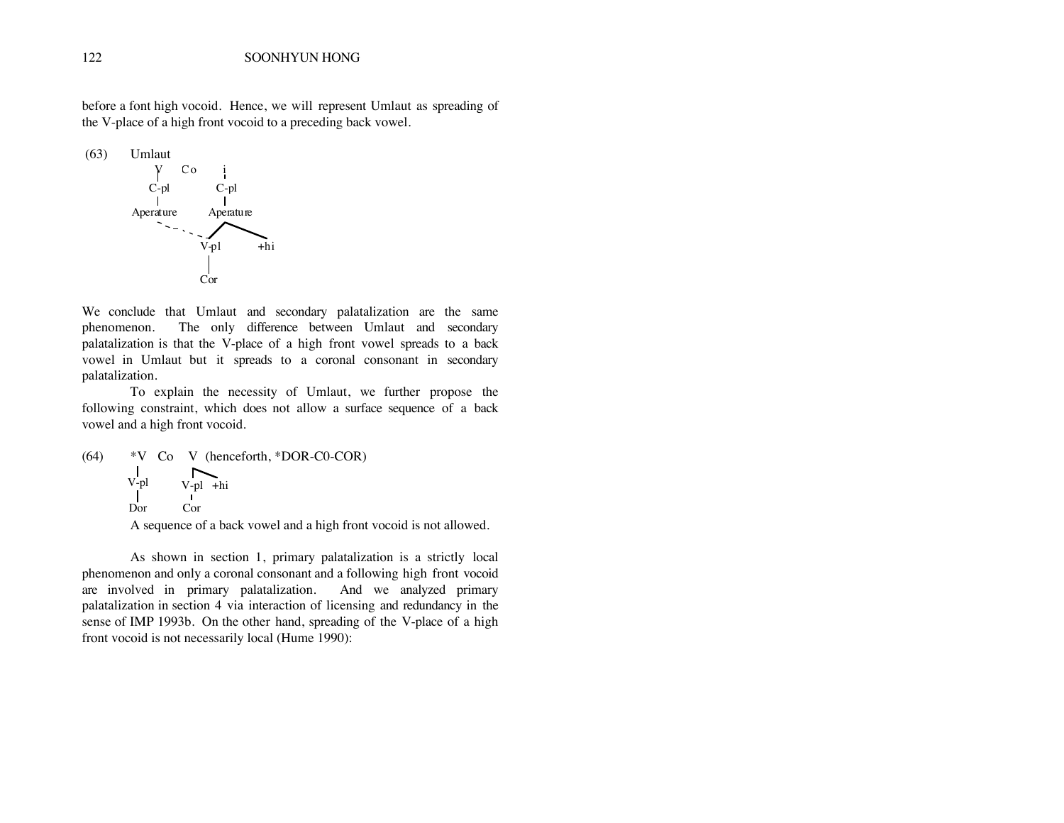before a font high vocoid. Hence, we will represent Umlaut as spreading of the V-place of a high front vocoid to a preceding back vowel.

(63) Umlaut

```
    V      Co      i
    |              |
  C-pl            C-pl
    |              |
 Aperature     Aperature
    ` - - - - - /     \
             V-pl      +hi
               |
              Cor
```

We conclude that Umlaut and secondary palatalization are the same phenomenon. The only difference between Umlaut and secondary palatalization is that the V-place of a high front vowel spreads to a back vowel in Umlaut but it spreads to a coronal consonant in secondary palatalization.

To explain the necessity of Umlaut, we further propose the following constraint, which does not allow a surface sequence of a back vowel and a high front vocoid.

(64) *V Co V (henceforth, *DOR-C0-COR)

```
*V     Co    V
 |           | \
V-pl       V-pl  +hi
 |           |
Dor         Cor
```

A sequence of a back vowel and a high front vocoid is not allowed.

As shown in section 1, primary palatalization is a strictly local phenomenon and only a coronal consonant and a following high front vocoid are involved in primary palatalization. And we analyzed primary palatalization in section 4 via interaction of licensing and redundancy in the sense of IMP 1993b. On the other hand, spreading of the V-place of a high front vocoid is not necessarily local (Hume 1990):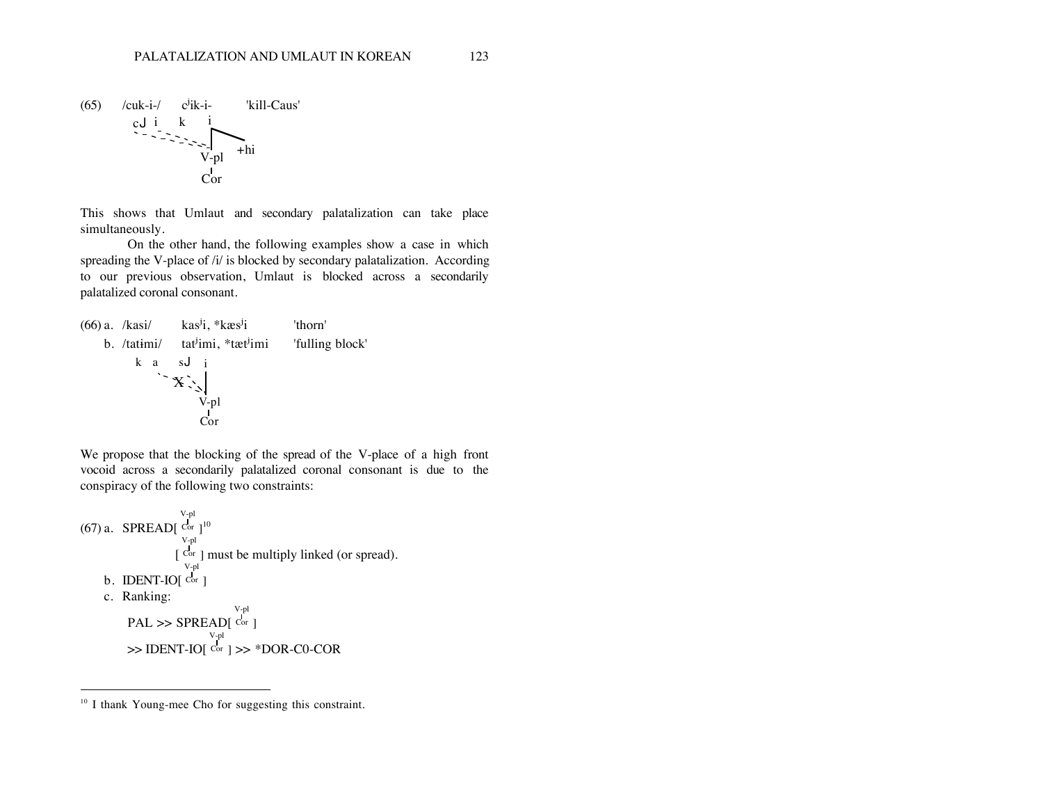(65) /cuk-i-/ $c^jik$-i- 'kill-Caus'

```
c˩  i    k     i
 ` - - - - - - -|\
               V-pl  +hi
                |
               Cor
```

This shows that Umlaut and secondary palatalization can take place simultaneously.

On the other hand, the following examples show a case in which spreading the V-place of /i/ is blocked by secondary palatalization. According to our previous observation, Umlaut is blocked across a secondarily palatalized coronal consonant.

(66) a. /kasi/ $kas^ji$, *$kæs^ji$ 'thorn'

b. /tatɨmi/ $tat^jimi$, *$tæt^jimi$ 'fulling block'

```
k   a    s˩  i
     ` - X - -|
             V-pl
              |
             Cor
```

We propose that the blocking of the spread of the V-place of a high front vocoid across a secondarily palatalized coronal consonant is due to the conspiracy of the following two constraints:

(67) a. SPREAD[V-pl/Cor][10]

[V-pl/Cor] must be multiply linked (or spread).

b. IDENT-IO[V-pl/Cor]

c. Ranking:

PAL >> SPREAD[V-pl/Cor]

>> IDENT-IO[V-pl/Cor] >> *DOR-C0-COR

---

[10] I thank Young-mee Cho for suggesting this constraint.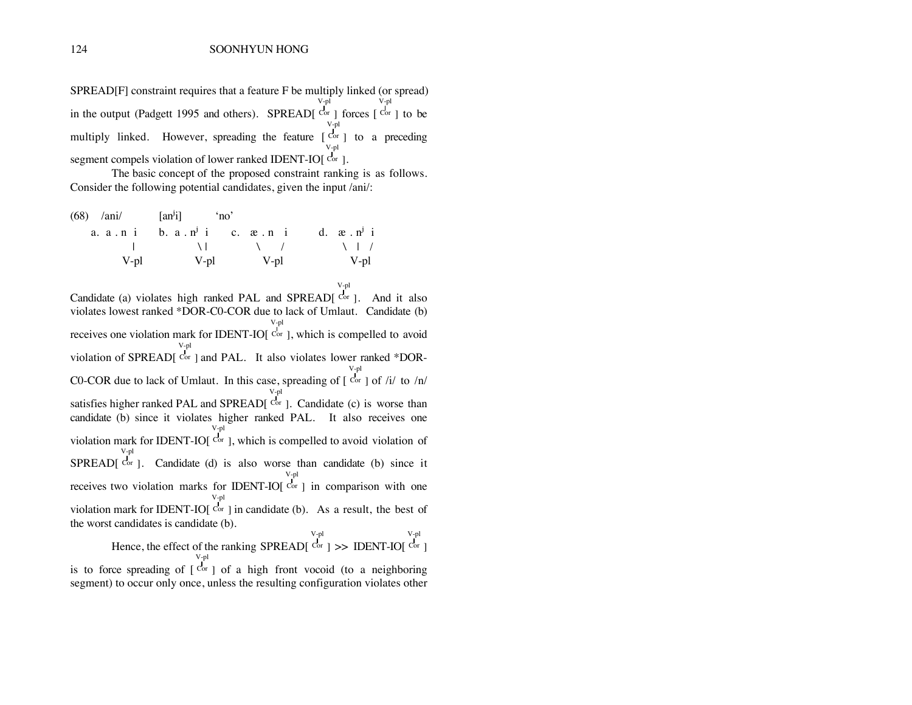SPREAD[F] constraint requires that a feature F be multiply linked (or spread) in the output (Padgett 1995 and others). SPREAD[V-pl/Cor] forces [V-pl/Cor] to be multiply linked. However, spreading the feature [V-pl/Cor] to a preceding segment compels violation of lower ranked IDENT-IO[V-pl/Cor].

The basic concept of the proposed constraint ranking is as follows. Consider the following potential candidates, given the input /ani/:

```
(68)   /ani/          [anʲi]        'no'
   a.  a . n  i     b.  a . nʲ  i     c.  æ . n   i       d.  æ . nʲ  i
              |                \ |           \      /              \   |   /
            V-pl              V-pl            V-pl                  V-pl
```

Candidate (a) violates high ranked PAL and SPREAD[V-pl/Cor]. And it also violates lowest ranked *DOR-C0-COR due to lack of Umlaut. Candidate (b) receives one violation mark for IDENT-IO[V-pl/Cor], which is compelled to avoid violation of SPREAD[V-pl/Cor] and PAL. It also violates lower ranked *DOR-C0-COR due to lack of Umlaut. In this case, spreading of [V-pl/Cor] of /i/ to /n/ satisfies higher ranked PAL and SPREAD[V-pl/Cor]. Candidate (c) is worse than candidate (b) since it violates higher ranked PAL. It also receives one violation mark for IDENT-IO[V-pl/Cor], which is compelled to avoid violation of SPREAD[V-pl/Cor]. Candidate (d) is also worse than candidate (b) since it receives two violation marks for IDENT-IO[V-pl/Cor] in comparison with one violation mark for IDENT-IO[V-pl/Cor] in candidate (b). As a result, the best of the worst candidates is candidate (b).

Hence, the effect of the ranking SPREAD[V-pl/Cor] >> IDENT-IO[V-pl/Cor] is to force spreading of [V-pl/Cor] of a high front vocoid (to a neighboring segment) to occur only once, unless the resulting configuration violates other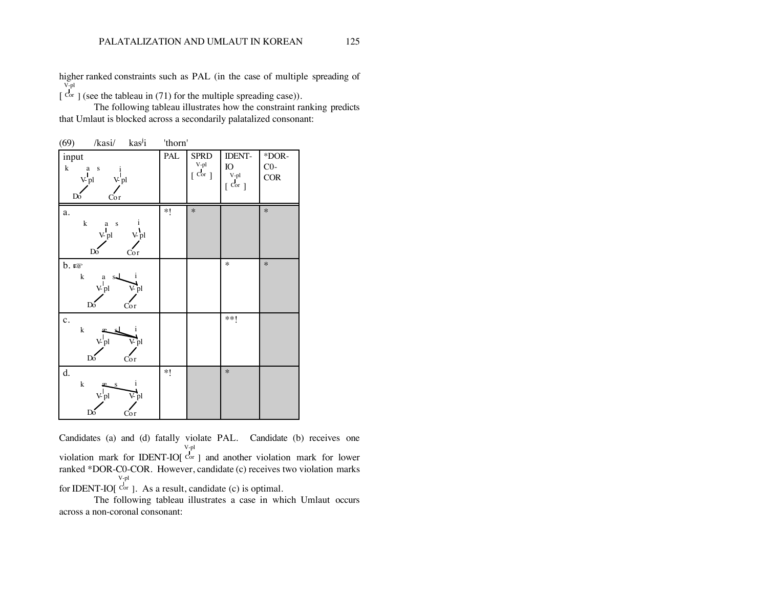higher ranked constraints such as PAL (in the case of multiple spreading of [V-pl/Cor] (see the tableau in (71) for the multiple spreading case)).

The following tableau illustrates how the constraint ranking predicts that Umlaut is blocked across a secondarily palatalized consonant:

(69) /kasi/ kas[j]i 'thorn'

| input: k a s i (a: V-pl, Do; i: V-pl, Cor) | PAL | SPRD [V-pl/Cor] | IDENT-IO [V-pl/Cor] | *DOR-C0-COR |
|---|---|---|---|---|
| a. k a s i (no spreading) | *! | * | | * |
| b. ☞ k a s i (i's V-pl/Cor spreads to s) | | | * | * |
| c. k æ s i (i's V-pl/Cor spreads to s and a) | | | **! | |
| d. k æ s i (i's V-pl/Cor spreads to a only) | *! | | * | |

Candidates (a) and (d) fatally violate PAL. Candidate (b) receives one violation mark for IDENT-IO[V-pl/Cor] and another violation mark for lower ranked *DOR-C0-COR. However, candidate (c) receives two violation marks for IDENT-IO[V-pl/Cor]. As a result, candidate (c) is optimal.

The following tableau illustrates a case in which Umlaut occurs across a non-coronal consonant: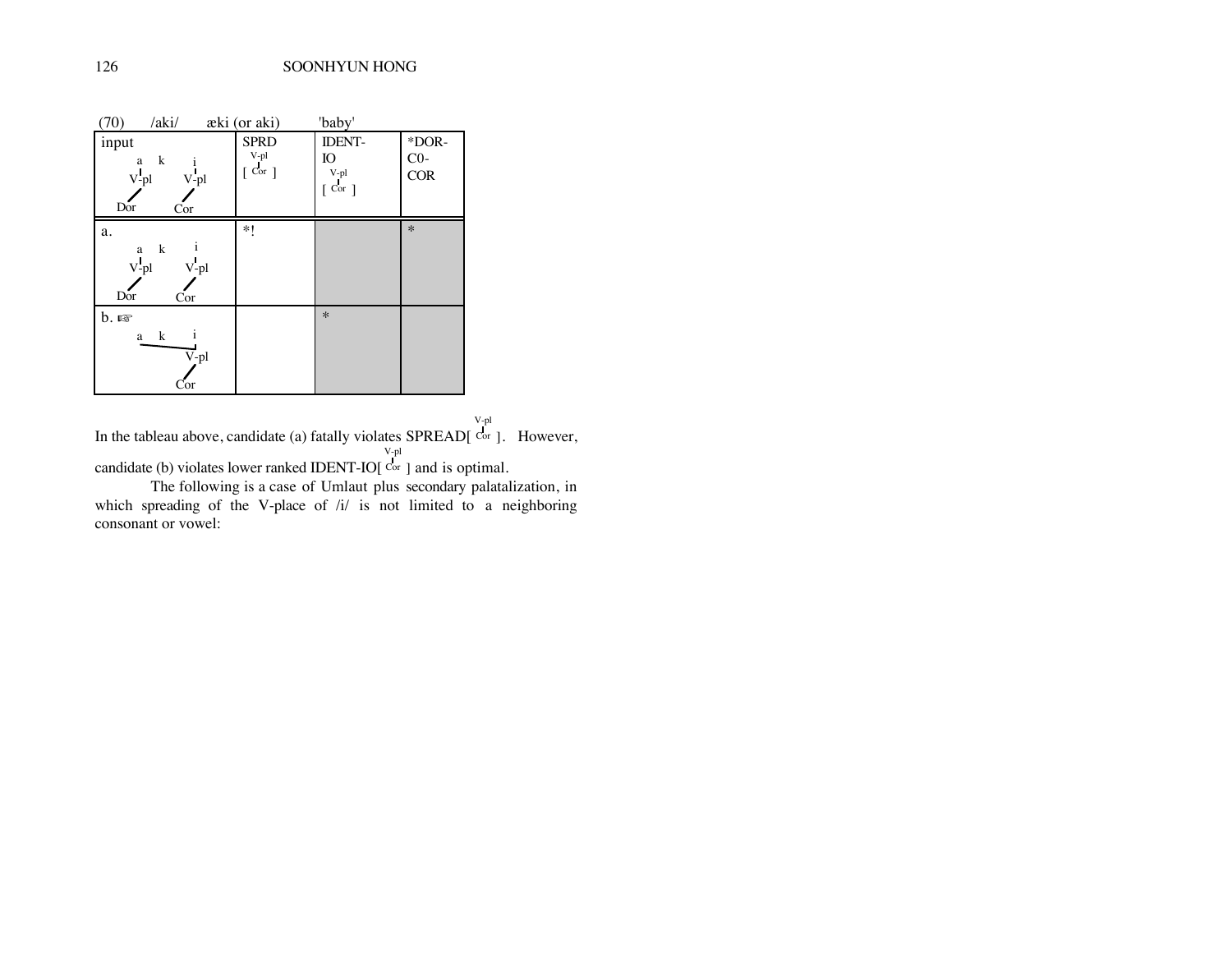(70) /aki/ æki (or aki) 'baby'

| input | SPRD [V-pl / Cor] | IDENT-IO [V-pl / Cor] | *DOR-C0-COR |
|---|---|---|---|
| a k i; a: V-pl, Dor; i: V-pl, Cor | | | |
| a. a k i; a: V-pl, Dor; i: V-pl, Cor | *! | | * |
| b. ☞ a k i; V-pl (Cor) linked to a and i | | * | |

In the tableau above, candidate (a) fatally violates SPREAD[V-pl / Cor]. However, candidate (b) violates lower ranked IDENT-IO[V-pl / Cor] and is optimal.

The following is a case of Umlaut plus secondary palatalization, in which spreading of the V-place of /i/ is not limited to a neighboring consonant or vowel: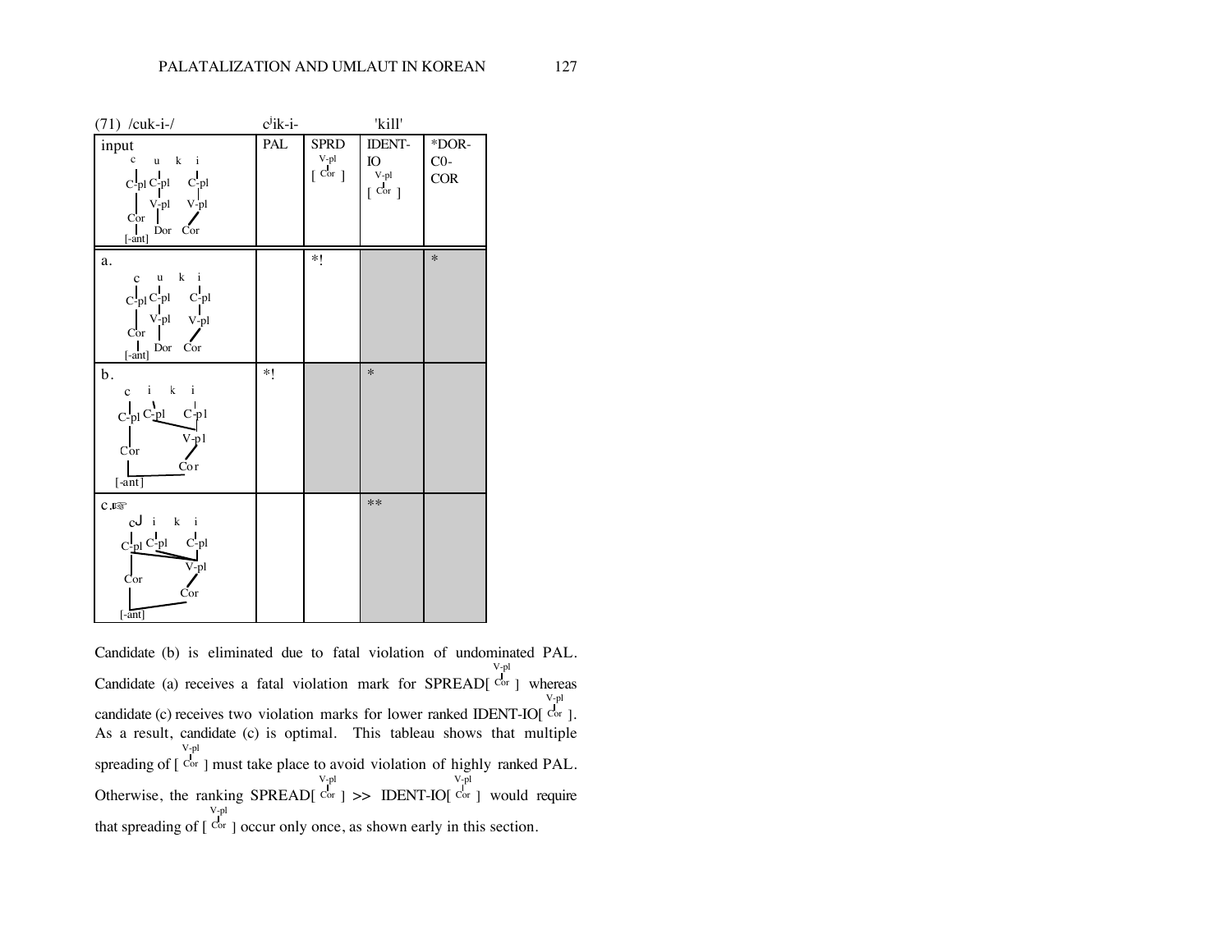(71) /cuk-i-/ $c^{j}$ik-i- 'kill'

| input | PAL | SPRD [V-pl / Cor] | IDENT-IO [V-pl / Cor] | *DOR-C0-COR |
|---|---|---|---|---|
| c u k i<br>C-pl C-pl C-pl<br>V-pl V-pl<br>Cor Dor Cor<br>[-ant] | | | | |
| a. c u k i<br>C-pl C-pl C-pl<br>V-pl V-pl<br>Cor Dor Cor<br>[-ant] | | *! | | * |
| b. c i k i<br>C-pl C-pl C-pl<br>V-pl<br>Cor Cor<br>[-ant] | *! | | * | |
| c.☞ $c^{j}$ i k i<br>C-pl C-pl C-pl<br>V-pl<br>Cor Cor<br>[-ant] | | | ** | |

Candidate (b) is eliminated due to fatal violation of undominated PAL. Candidate (a) receives a fatal violation mark for SPREAD[V-pl/Cor] whereas candidate (c) receives two violation marks for lower ranked IDENT-IO[V-pl/Cor]. As a result, candidate (c) is optimal. This tableau shows that multiple spreading of [V-pl/Cor] must take place to avoid violation of highly ranked PAL. Otherwise, the ranking SPREAD[V-pl/Cor] >> IDENT-IO[V-pl/Cor] would require that spreading of [V-pl/Cor] occur only once, as shown early in this section.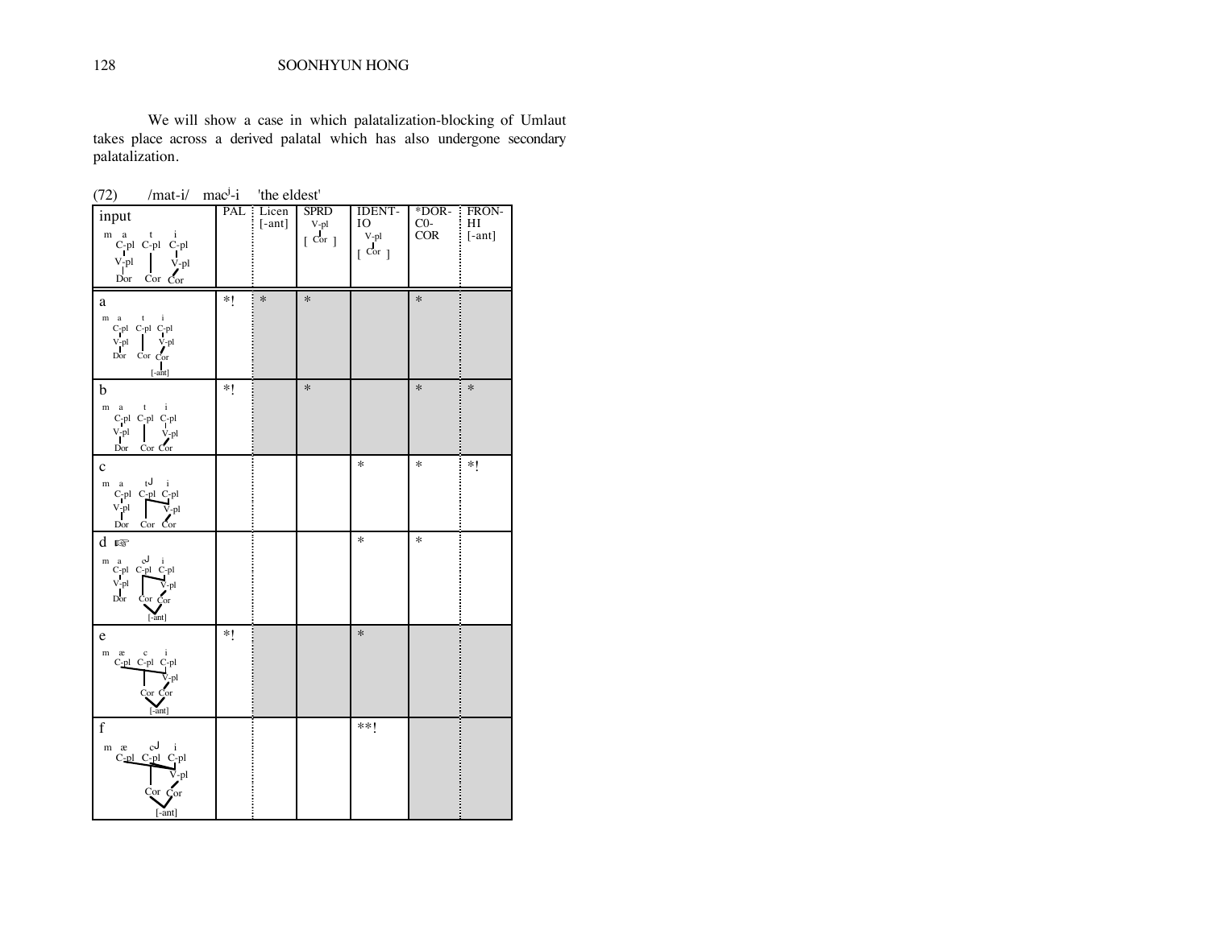We will show a case in which palatalization-blocking of Umlaut takes place across a derived palatal which has also undergone secondary palatalization.

(72) /mat-i/ mac$^j$-i 'the eldest'

| input | PAL | Licen [-ant] | SPRD V-pl [Cor] | IDENT-IO V-pl [Cor] | *DOR-C0-COR | FRON-HI [-ant] |
|---|---|---|---|---|---|---|
| a | *! | * | * | | * | |
| b | *! | | * | | * | * |
| c | | | | * | * | *! |
| d ☞ | | | | * | * | |
| e | *! | | | * | | |
| f | | | | **! | | |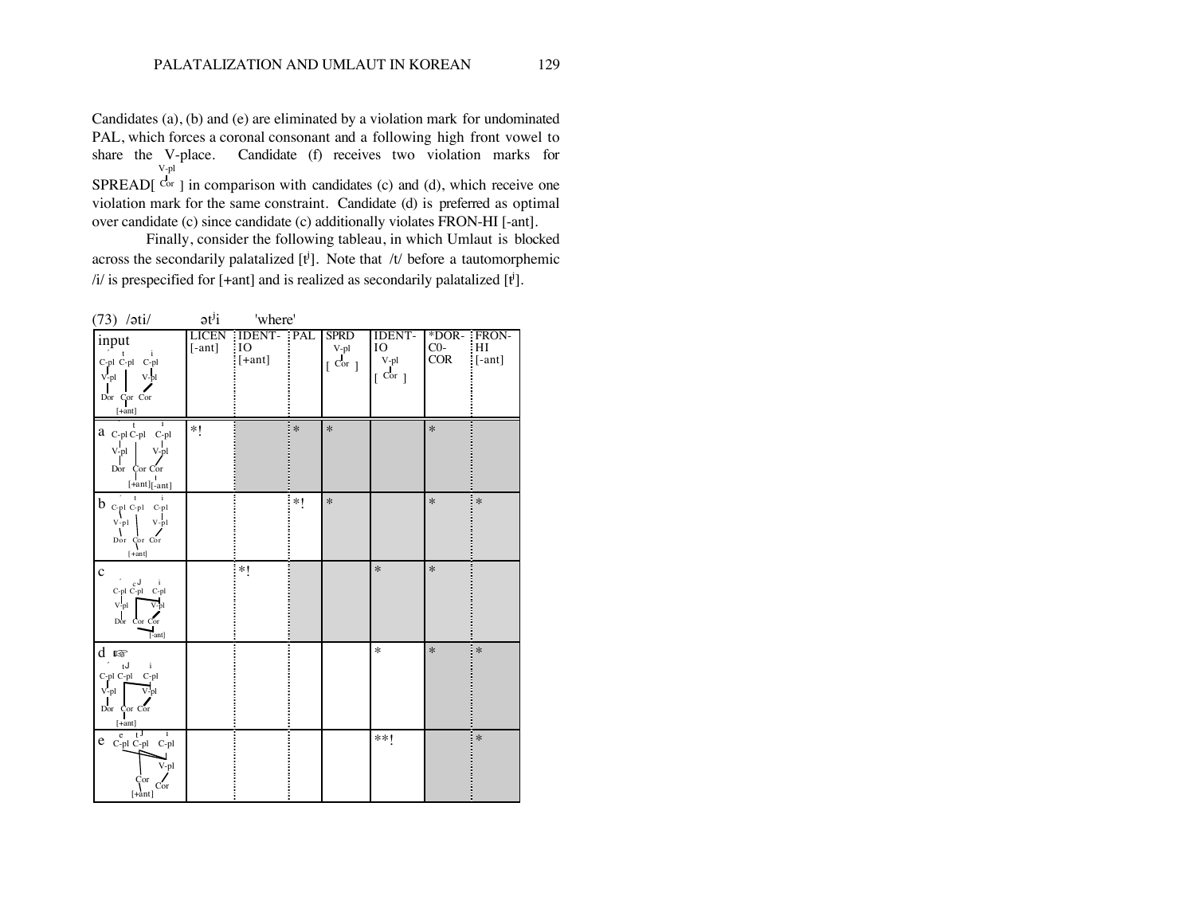Candidates (a), (b) and (e) are eliminated by a violation mark for undominated PAL, which forces a coronal consonant and a following high front vowel to share the V-place. Candidate (f) receives two violation marks for SPREAD[V-pl/Cor] in comparison with candidates (c) and (d), which receive one violation mark for the same constraint. Candidate (d) is preferred as optimal over candidate (c) since candidate (c) additionally violates FRON-HI [-ant].

Finally, consider the following tableau, in which Umlaut is blocked across the secondarily palatalized [tʲ]. Note that /t/ before a tautomorphemic /i/ is prespecified for [+ant] and is realized as secondarily palatalized [tʲ].

(73) /əti/ ətʲi 'where'

| input | LICEN [-ant] | IDENT-IO [+ant] | PAL | SPRD [V-pl/Cor] | IDENT-IO [V-pl/Cor] | *DOR-C0-COR | FRON-HI [-ant] |
|---|---|---|---|---|---|---|---|
| a | *! | | * | * | | * | |
| b | | | *! | * | | * | * |
| c | | *! | | | * | * | |
| d ☞ | | | | | * | * | * |
| e | | | | | **! | | * |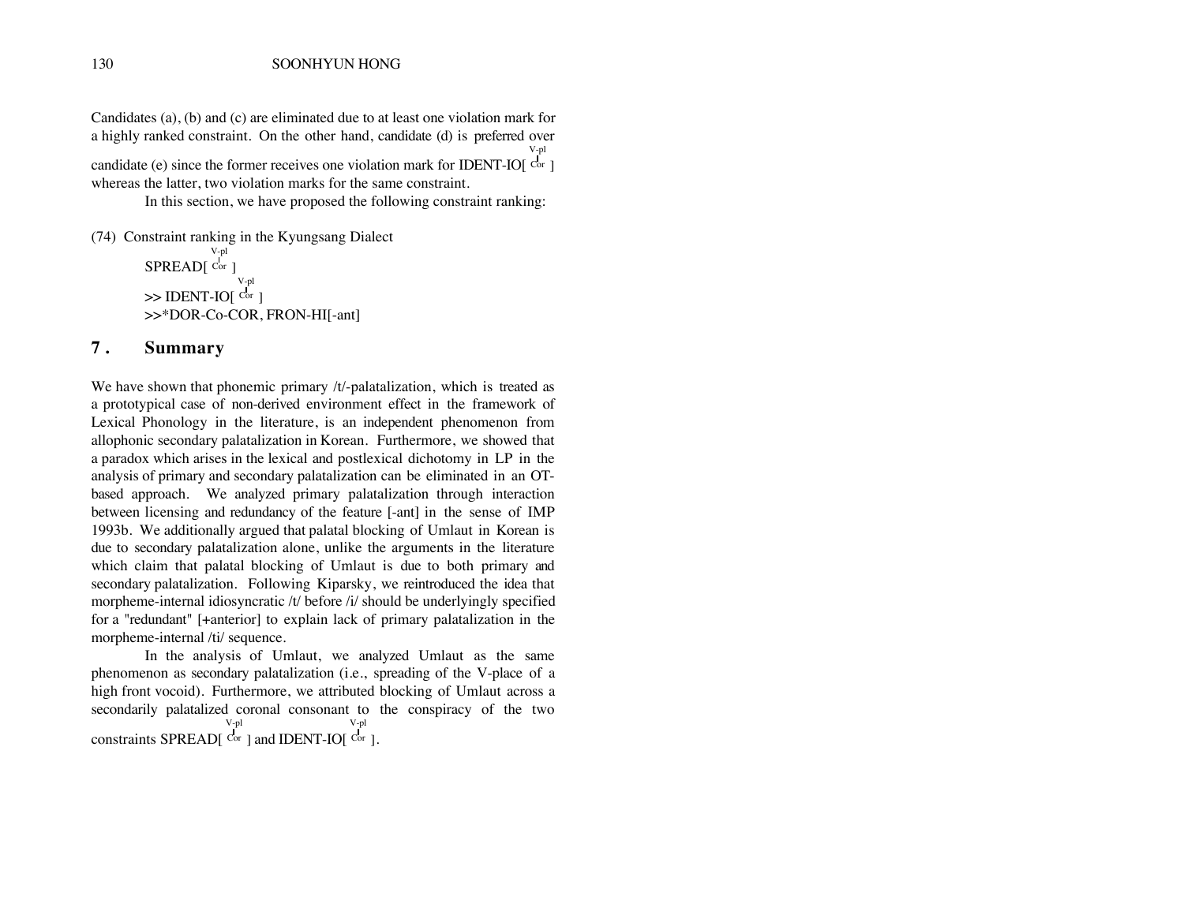Candidates (a), (b) and (c) are eliminated due to at least one violation mark for a highly ranked constraint. On the other hand, candidate (d) is preferred over candidate (e) since the former receives one violation mark for IDENT-IO[ V-pl | Cor ] whereas the latter, two violation marks for the same constraint.

In this section, we have proposed the following constraint ranking:

(74) Constraint ranking in the Kyungsang Dialect

SPREAD[ V-pl | Cor ]
>> IDENT-IO[ V-pl | Cor ]
>>*DOR-Co-COR, FRON-HI[-ant]

## 7. Summary

We have shown that phonemic primary /t/-palatalization, which is treated as a prototypical case of non-derived environment effect in the framework of Lexical Phonology in the literature, is an independent phenomenon from allophonic secondary palatalization in Korean. Furthermore, we showed that a paradox which arises in the lexical and postlexical dichotomy in LP in the analysis of primary and secondary palatalization can be eliminated in an OT-based approach. We analyzed primary palatalization through interaction between licensing and redundancy of the feature [-ant] in the sense of IMP 1993b. We additionally argued that palatal blocking of Umlaut in Korean is due to secondary palatalization alone, unlike the arguments in the literature which claim that palatal blocking of Umlaut is due to both primary and secondary palatalization. Following Kiparsky, we reintroduced the idea that morpheme-internal idiosyncratic /t/ before /i/ should be underlyingly specified for a "redundant" [+anterior] to explain lack of primary palatalization in the morpheme-internal /ti/ sequence.

In the analysis of Umlaut, we analyzed Umlaut as the same phenomenon as secondary palatalization (i.e., spreading of the V-place of a high front vocoid). Furthermore, we attributed blocking of Umlaut across a secondarily palatalized coronal consonant to the conspiracy of the two constraints SPREAD[ V-pl | Cor ] and IDENT-IO[ V-pl | Cor ].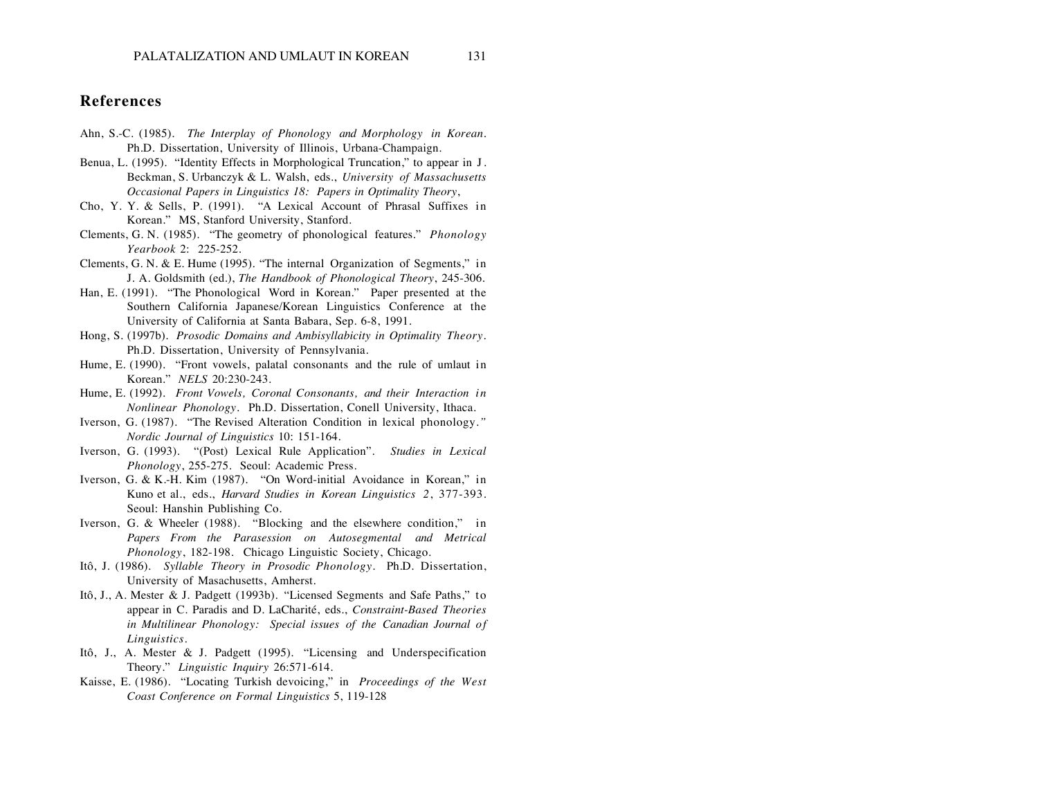## References

Ahn, S.-C. (1985). *The Interplay of Phonology and Morphology in Korean*. Ph.D. Dissertation, University of Illinois, Urbana-Champaign.

Benua, L. (1995). "Identity Effects in Morphological Truncation," to appear in J. Beckman, S. Urbanczyk & L. Walsh, eds., *University of Massachusetts Occasional Papers in Linguistics 18: Papers in Optimality Theory*,

Cho, Y. Y. & Sells, P. (1991). "A Lexical Account of Phrasal Suffixes in Korean." MS, Stanford University, Stanford.

Clements, G. N. (1985). "The geometry of phonological features." *Phonology Yearbook* 2: 225-252.

Clements, G. N. & E. Hume (1995). "The internal Organization of Segments," in J. A. Goldsmith (ed.), *The Handbook of Phonological Theory*, 245-306.

Han, E. (1991). "The Phonological Word in Korean." Paper presented at the Southern California Japanese/Korean Linguistics Conference at the University of California at Santa Babara, Sep. 6-8, 1991.

Hong, S. (1997b). *Prosodic Domains and Ambisyllabicity in Optimality Theory*. Ph.D. Dissertation, University of Pennsylvania.

Hume, E. (1990). "Front vowels, palatal consonants and the rule of umlaut in Korean." *NELS* 20:230-243.

Hume, E. (1992). *Front Vowels, Coronal Consonants, and their Interaction in Nonlinear Phonology*. Ph.D. Dissertation, Conell University, Ithaca.

Iverson, G. (1987). "The Revised Alteration Condition in lexical phonology." *Nordic Journal of Linguistics* 10: 151-164.

Iverson, G. (1993). "(Post) Lexical Rule Application". *Studies in Lexical Phonology*, 255-275. Seoul: Academic Press.

Iverson, G. & K.-H. Kim (1987). "On Word-initial Avoidance in Korean," in Kuno et al., eds., *Harvard Studies in Korean Linguistics 2*, 377-393. Seoul: Hanshin Publishing Co.

Iverson, G. & Wheeler (1988). "Blocking and the elsewhere condition," in *Papers From the Parasession on Autosegmental and Metrical Phonology*, 182-198. Chicago Linguistic Society, Chicago.

Itô, J. (1986). *Syllable Theory in Prosodic Phonology*. Ph.D. Dissertation, University of Masachusetts, Amherst.

Itô, J., A. Mester & J. Padgett (1993b). "Licensed Segments and Safe Paths," to appear in C. Paradis and D. LaCharité, eds., *Constraint-Based Theories in Multilinear Phonology: Special issues of the Canadian Journal of Linguistics*.

Itô, J., A. Mester & J. Padgett (1995). "Licensing and Underspecification Theory." *Linguistic Inquiry* 26:571-614.

Kaisse, E. (1986). "Locating Turkish devoicing," in *Proceedings of the West Coast Conference on Formal Linguistics* 5, 119-128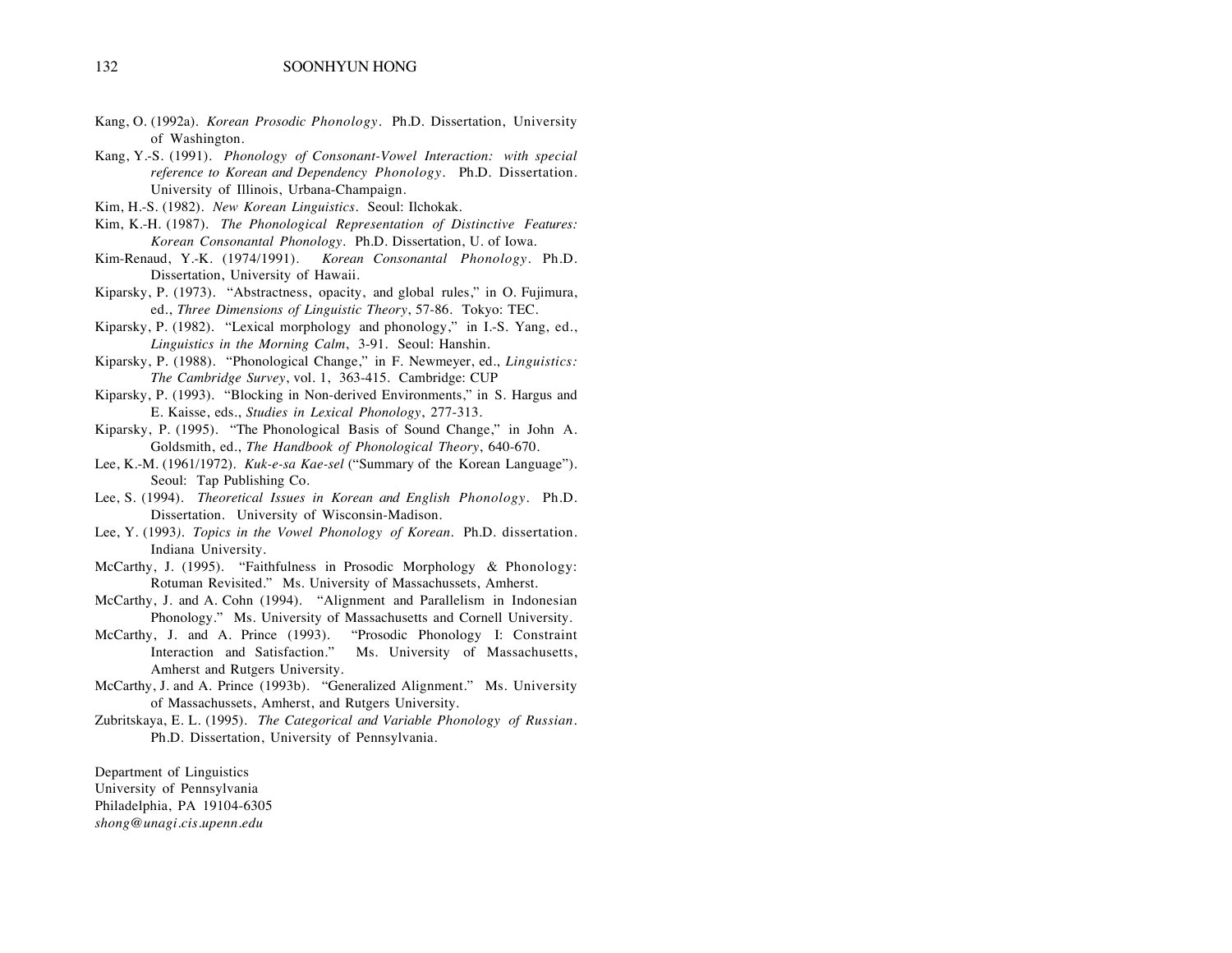Kang, O. (1992a). *Korean Prosodic Phonology*. Ph.D. Dissertation, University of Washington.

Kang, Y.-S. (1991). *Phonology of Consonant-Vowel Interaction: with special reference to Korean and Dependency Phonology*. Ph.D. Dissertation. University of Illinois, Urbana-Champaign.

Kim, H.-S. (1982). *New Korean Linguistics*. Seoul: Ilchokak.

Kim, K.-H. (1987). *The Phonological Representation of Distinctive Features: Korean Consonantal Phonology*. Ph.D. Dissertation, U. of Iowa.

Kim-Renaud, Y.-K. (1974/1991). *Korean Consonantal Phonology*. Ph.D. Dissertation, University of Hawaii.

Kiparsky, P. (1973). "Abstractness, opacity, and global rules," in O. Fujimura, ed., *Three Dimensions of Linguistic Theory*, 57-86. Tokyo: TEC.

Kiparsky, P. (1982). "Lexical morphology and phonology," in I.-S. Yang, ed., *Linguistics in the Morning Calm*, 3-91. Seoul: Hanshin.

Kiparsky, P. (1988). "Phonological Change," in F. Newmeyer, ed., *Linguistics: The Cambridge Survey*, vol. 1, 363-415. Cambridge: CUP

Kiparsky, P. (1993). "Blocking in Non-derived Environments," in S. Hargus and E. Kaisse, eds., *Studies in Lexical Phonology*, 277-313.

Kiparsky, P. (1995). "The Phonological Basis of Sound Change," in John A. Goldsmith, ed., *The Handbook of Phonological Theory*, 640-670.

Lee, K.-M. (1961/1972). *Kuk-e-sa Kae-sel* ("Summary of the Korean Language"). Seoul: Tap Publishing Co.

Lee, S. (1994). *Theoretical Issues in Korean and English Phonology*. Ph.D. Dissertation. University of Wisconsin-Madison.

Lee, Y. (1993). *Topics in the Vowel Phonology of Korean*. Ph.D. dissertation. Indiana University.

McCarthy, J. (1995). "Faithfulness in Prosodic Morphology & Phonology: Rotuman Revisited." Ms. University of Massachussets, Amherst.

McCarthy, J. and A. Cohn (1994). "Alignment and Parallelism in Indonesian Phonology." Ms. University of Massachusetts and Cornell University.

McCarthy, J. and A. Prince (1993). "Prosodic Phonology I: Constraint Interaction and Satisfaction." Ms. University of Massachusetts, Amherst and Rutgers University.

McCarthy, J. and A. Prince (1993b). "Generalized Alignment." Ms. University of Massachussets, Amherst, and Rutgers University.

Zubritskaya, E. L. (1995). *The Categorical and Variable Phonology of Russian*. Ph.D. Dissertation, University of Pennsylvania.

Department of Linguistics
University of Pennsylvania
Philadelphia, PA 19104-6305
*shong@unagi.cis.upenn.edu*